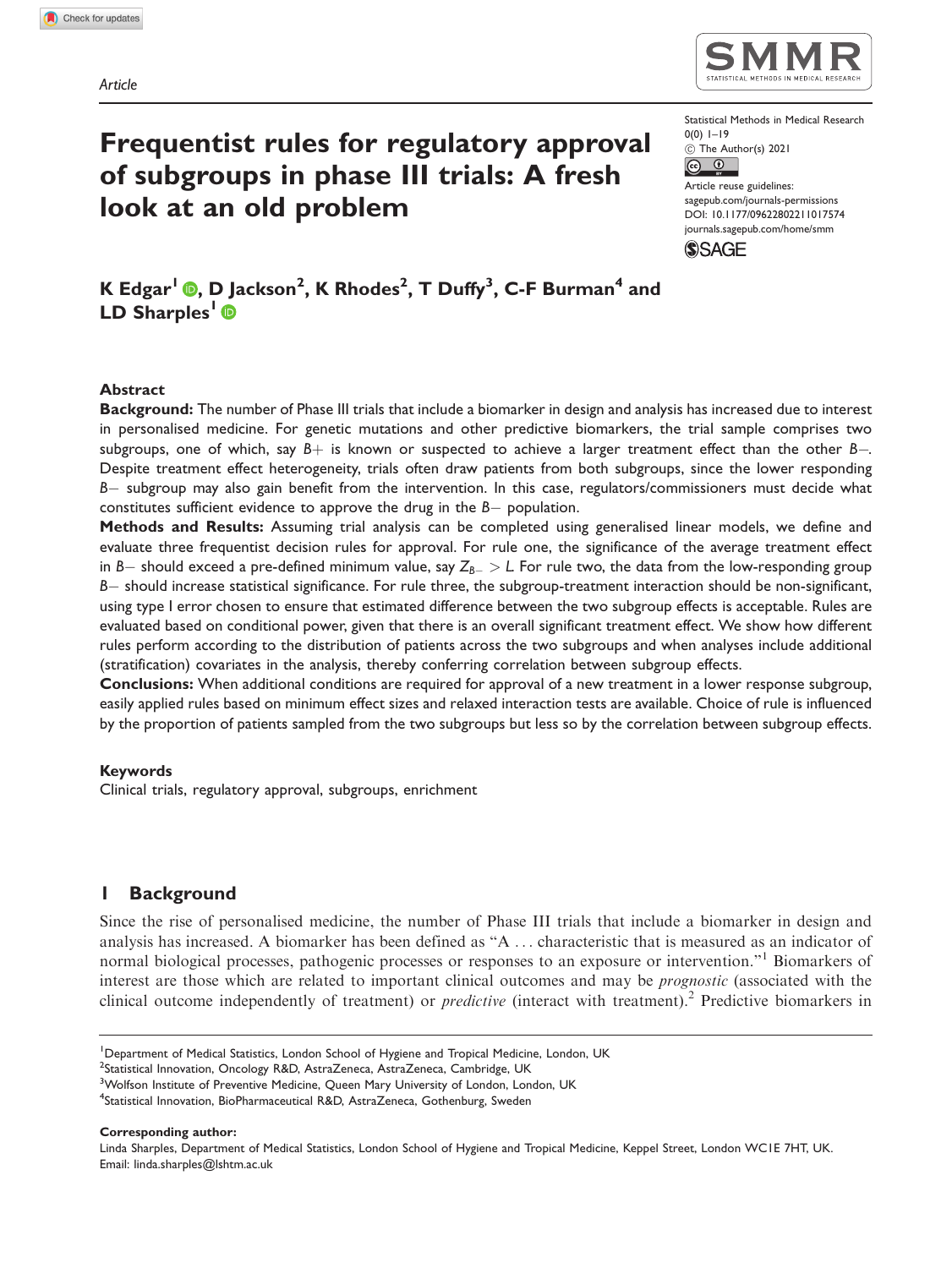Article

# Frequentist rules for regulatory approval of subgroups in phase III trials: A fresh look at an old problem

Statistical Methods in Medical Research
0(0) 1–19
© The Author(s) 2021
Article reuse guidelines:
sagepub.com/journals-permissions
DOI: 10.1177/09622802211017574
journals.sagepub.com/home/smm

**K Edgar[1], D Jackson[2], K Rhodes[2], T Duffy[3], C-F Burman[4] and LD Sharples[1]**

## Abstract

**Background:** The number of Phase III trials that include a biomarker in design and analysis has increased due to interest in personalised medicine. For genetic mutations and other predictive biomarkers, the trial sample comprises two subgroups, one of which, say $B+$ is known or suspected to achieve a larger treatment effect than the other $B-$. Despite treatment effect heterogeneity, trials often draw patients from both subgroups, since the lower responding $B-$ subgroup may also gain benefit from the intervention. In this case, regulators/commissioners must decide what constitutes sufficient evidence to approve the drug in the $B-$ population.

**Methods and Results:** Assuming trial analysis can be completed using generalised linear models, we define and evaluate three frequentist decision rules for approval. For rule one, the significance of the average treatment effect in $B-$ should exceed a pre-defined minimum value, say $Z_{B-} > L$. For rule two, the data from the low-responding group $B-$ should increase statistical significance. For rule three, the subgroup-treatment interaction should be non-significant, using type I error chosen to ensure that estimated difference between the two subgroup effects is acceptable. Rules are evaluated based on conditional power, given that there is an overall significant treatment effect. We show how different rules perform according to the distribution of patients across the two subgroups and when analyses include additional (stratification) covariates in the analysis, thereby conferring correlation between subgroup effects.

**Conclusions:** When additional conditions are required for approval of a new treatment in a lower response subgroup, easily applied rules based on minimum effect sizes and relaxed interaction tests are available. Choice of rule is influenced by the proportion of patients sampled from the two subgroups but less so by the correlation between subgroup effects.

## Keywords

Clinical trials, regulatory approval, subgroups, enrichment

## 1 Background

Since the rise of personalised medicine, the number of Phase III trials that include a biomarker in design and analysis has increased. A biomarker has been defined as "A ... characteristic that is measured as an indicator of normal biological processes, pathogenic processes or responses to an exposure or intervention."[1] Biomarkers of interest are those which are related to important clinical outcomes and may be *prognostic* (associated with the clinical outcome independently of treatment) or *predictive* (interact with treatment).[2] Predictive biomarkers in

[1]Department of Medical Statistics, London School of Hygiene and Tropical Medicine, London, UK
[2]Statistical Innovation, Oncology R&D, AstraZeneca, AstraZeneca, Cambridge, UK
[3]Wolfson Institute of Preventive Medicine, Queen Mary University of London, London, UK
[4]Statistical Innovation, BioPharmaceutical R&D, AstraZeneca, Gothenburg, Sweden

**Corresponding author:**
Linda Sharples, Department of Medical Statistics, London School of Hygiene and Tropical Medicine, Keppel Street, London WC1E 7HT, UK.
Email: linda.sharples@lshtm.ac.uk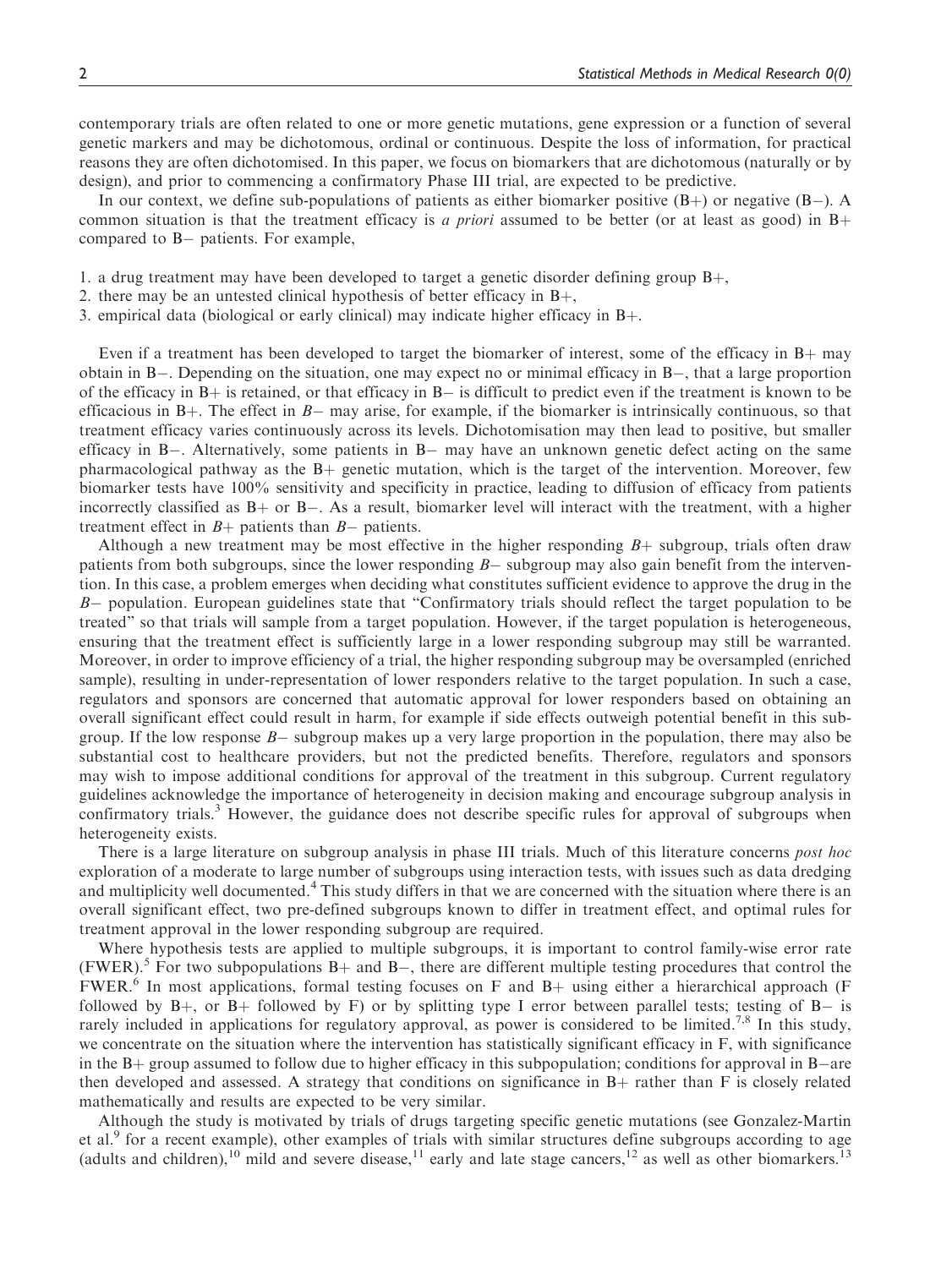contemporary trials are often related to one or more genetic mutations, gene expression or a function of several genetic markers and may be dichotomous, ordinal or continuous. Despite the loss of information, for practical reasons they are often dichotomised. In this paper, we focus on biomarkers that are dichotomous (naturally or by design), and prior to commencing a confirmatory Phase III trial, are expected to be predictive.

In our context, we define sub-populations of patients as either biomarker positive (B+) or negative (B−). A common situation is that the treatment efficacy is *a priori* assumed to be better (or at least as good) in B+ compared to B− patients. For example,

1. a drug treatment may have been developed to target a genetic disorder defining group B+,
2. there may be an untested clinical hypothesis of better efficacy in B+,
3. empirical data (biological or early clinical) may indicate higher efficacy in B+.

Even if a treatment has been developed to target the biomarker of interest, some of the efficacy in B+ may obtain in B−. Depending on the situation, one may expect no or minimal efficacy in B−, that a large proportion of the efficacy in B+ is retained, or that efficacy in B− is difficult to predict even if the treatment is known to be efficacious in B+. The effect in *B−* may arise, for example, if the biomarker is intrinsically continuous, so that treatment efficacy varies continuously across its levels. Dichotomisation may then lead to positive, but smaller efficacy in B−. Alternatively, some patients in B− may have an unknown genetic defect acting on the same pharmacological pathway as the B+ genetic mutation, which is the target of the intervention. Moreover, few biomarker tests have 100% sensitivity and specificity in practice, leading to diffusion of efficacy from patients incorrectly classified as B+ or B−. As a result, biomarker level will interact with the treatment, with a higher treatment effect in *B+* patients than *B−* patients.

Although a new treatment may be most effective in the higher responding *B+* subgroup, trials often draw patients from both subgroups, since the lower responding *B−* subgroup may also gain benefit from the intervention. In this case, a problem emerges when deciding what constitutes sufficient evidence to approve the drug in the *B−* population. European guidelines state that "Confirmatory trials should reflect the target population to be treated" so that trials will sample from a target population. However, if the target population is heterogeneous, ensuring that the treatment effect is sufficiently large in a lower responding subgroup may still be warranted. Moreover, in order to improve efficiency of a trial, the higher responding subgroup may be oversampled (enriched sample), resulting in under-representation of lower responders relative to the target population. In such a case, regulators and sponsors are concerned that automatic approval for lower responders based on obtaining an overall significant effect could result in harm, for example if side effects outweigh potential benefit in this subgroup. If the low response *B−* subgroup makes up a very large proportion in the population, there may also be substantial cost to healthcare providers, but not the predicted benefits. Therefore, regulators and sponsors may wish to impose additional conditions for approval of the treatment in this subgroup. Current regulatory guidelines acknowledge the importance of heterogeneity in decision making and encourage subgroup analysis in confirmatory trials.[3] However, the guidance does not describe specific rules for approval of subgroups when heterogeneity exists.

There is a large literature on subgroup analysis in phase III trials. Much of this literature concerns *post hoc* exploration of a moderate to large number of subgroups using interaction tests, with issues such as data dredging and multiplicity well documented.[4] This study differs in that we are concerned with the situation where there is an overall significant effect, two pre-defined subgroups known to differ in treatment effect, and optimal rules for treatment approval in the lower responding subgroup are required.

Where hypothesis tests are applied to multiple subgroups, it is important to control family-wise error rate (FWER).[5] For two subpopulations B+ and B−, there are different multiple testing procedures that control the FWER.[6] In most applications, formal testing focuses on F and B+ using either a hierarchical approach (F followed by B+, or B+ followed by F) or by splitting type I error between parallel tests; testing of B− is rarely included in applications for regulatory approval, as power is considered to be limited.[7,8] In this study, we concentrate on the situation where the intervention has statistically significant efficacy in F, with significance in the B+ group assumed to follow due to higher efficacy in this subpopulation; conditions for approval in B−are then developed and assessed. A strategy that conditions on significance in B+ rather than F is closely related mathematically and results are expected to be very similar.

Although the study is motivated by trials of drugs targeting specific genetic mutations (see Gonzalez-Martin et al.[9] for a recent example), other examples of trials with similar structures define subgroups according to age (adults and children),[10] mild and severe disease,[11] early and late stage cancers,[12] as well as other biomarkers.[13]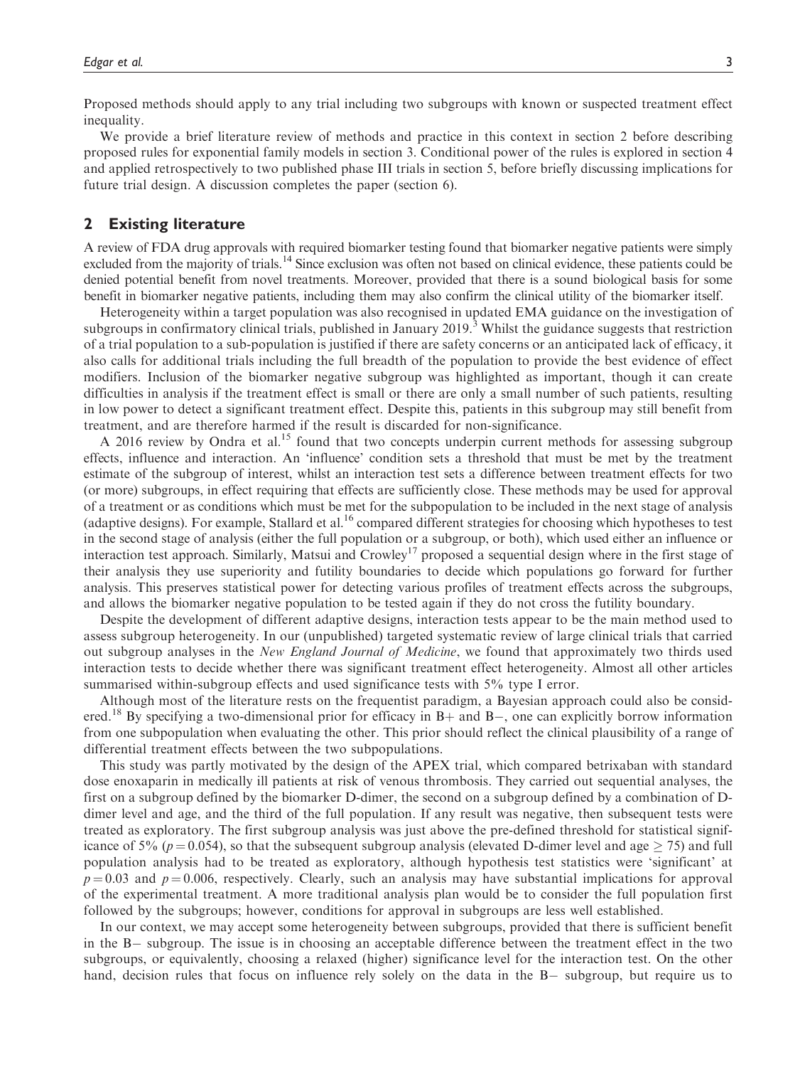Proposed methods should apply to any trial including two subgroups with known or suspected treatment effect inequality.

We provide a brief literature review of methods and practice in this context in section 2 before describing proposed rules for exponential family models in section 3. Conditional power of the rules is explored in section 4 and applied retrospectively to two published phase III trials in section 5, before briefly discussing implications for future trial design. A discussion completes the paper (section 6).

## 2 Existing literature

A review of FDA drug approvals with required biomarker testing found that biomarker negative patients were simply excluded from the majority of trials.[14] Since exclusion was often not based on clinical evidence, these patients could be denied potential benefit from novel treatments. Moreover, provided that there is a sound biological basis for some benefit in biomarker negative patients, including them may also confirm the clinical utility of the biomarker itself.

Heterogeneity within a target population was also recognised in updated EMA guidance on the investigation of subgroups in confirmatory clinical trials, published in January 2019.[3] Whilst the guidance suggests that restriction of a trial population to a sub-population is justified if there are safety concerns or an anticipated lack of efficacy, it also calls for additional trials including the full breadth of the population to provide the best evidence of effect modifiers. Inclusion of the biomarker negative subgroup was highlighted as important, though it can create difficulties in analysis if the treatment effect is small or there are only a small number of such patients, resulting in low power to detect a significant treatment effect. Despite this, patients in this subgroup may still benefit from treatment, and are therefore harmed if the result is discarded for non-significance.

A 2016 review by Ondra et al.[15] found that two concepts underpin current methods for assessing subgroup effects, influence and interaction. An 'influence' condition sets a threshold that must be met by the treatment estimate of the subgroup of interest, whilst an interaction test sets a difference between treatment effects for two (or more) subgroups, in effect requiring that effects are sufficiently close. These methods may be used for approval of a treatment or as conditions which must be met for the subpopulation to be included in the next stage of analysis (adaptive designs). For example, Stallard et al.[16] compared different strategies for choosing which hypotheses to test in the second stage of analysis (either the full population or a subgroup, or both), which used either an influence or interaction test approach. Similarly, Matsui and Crowley[17] proposed a sequential design where in the first stage of their analysis they use superiority and futility boundaries to decide which populations go forward for further analysis. This preserves statistical power for detecting various profiles of treatment effects across the subgroups, and allows the biomarker negative population to be tested again if they do not cross the futility boundary.

Despite the development of different adaptive designs, interaction tests appear to be the main method used to assess subgroup heterogeneity. In our (unpublished) targeted systematic review of large clinical trials that carried out subgroup analyses in the *New England Journal of Medicine*, we found that approximately two thirds used interaction tests to decide whether there was significant treatment effect heterogeneity. Almost all other articles summarised within-subgroup effects and used significance tests with 5% type I error.

Although most of the literature rests on the frequentist paradigm, a Bayesian approach could also be considered.[18] By specifying a two-dimensional prior for efficacy in B+ and B−, one can explicitly borrow information from one subpopulation when evaluating the other. This prior should reflect the clinical plausibility of a range of differential treatment effects between the two subpopulations.

This study was partly motivated by the design of the APEX trial, which compared betrixaban with standard dose enoxaparin in medically ill patients at risk of venous thrombosis. They carried out sequential analyses, the first on a subgroup defined by the biomarker D-dimer, the second on a subgroup defined by a combination of D-dimer level and age, and the third of the full population. If any result was negative, then subsequent tests were treated as exploratory. The first subgroup analysis was just above the pre-defined threshold for statistical significance of 5% ($p = 0.054$), so that the subsequent subgroup analysis (elevated D-dimer level and age $\geq 75$) and full population analysis had to be treated as exploratory, although hypothesis test statistics were 'significant' at $p = 0.03$ and $p = 0.006$, respectively. Clearly, such an analysis may have substantial implications for approval of the experimental treatment. A more traditional analysis plan would be to consider the full population first followed by the subgroups; however, conditions for approval in subgroups are less well established.

In our context, we may accept some heterogeneity between subgroups, provided that there is sufficient benefit in the B− subgroup. The issue is in choosing an acceptable difference between the treatment effect in the two subgroups, or equivalently, choosing a relaxed (higher) significance level for the interaction test. On the other hand, decision rules that focus on influence rely solely on the data in the B− subgroup, but require us to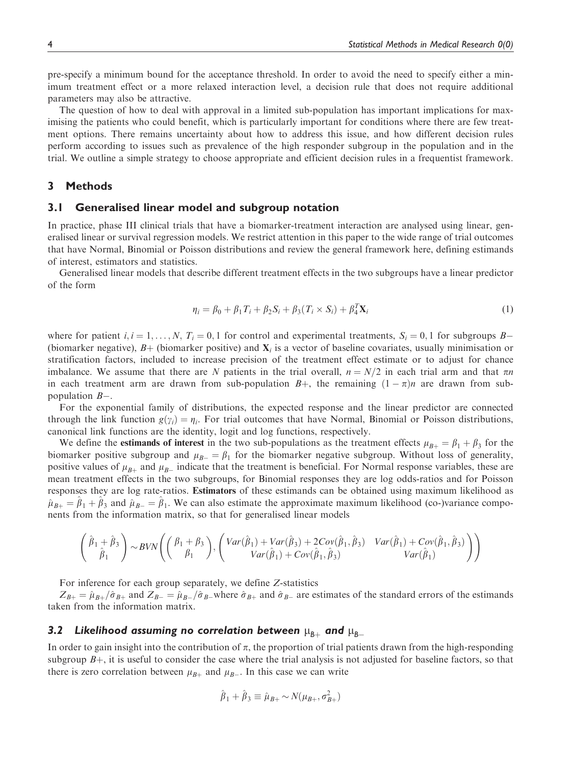pre-specify a minimum bound for the acceptance threshold. In order to avoid the need to specify either a minimum treatment effect or a more relaxed interaction level, a decision rule that does not require additional parameters may also be attractive.

The question of how to deal with approval in a limited sub-population has important implications for maximising the patients who could benefit, which is particularly important for conditions where there are few treatment options. There remains uncertainty about how to address this issue, and how different decision rules perform according to issues such as prevalence of the high responder subgroup in the population and in the trial. We outline a simple strategy to choose appropriate and efficient decision rules in a frequentist framework.

## 3 Methods

### 3.1 Generalised linear model and subgroup notation

In practice, phase III clinical trials that have a biomarker-treatment interaction are analysed using linear, generalised linear or survival regression models. We restrict attention in this paper to the wide range of trial outcomes that have Normal, Binomial or Poisson distributions and review the general framework here, defining estimands of interest, estimators and statistics.

Generalised linear models that describe different treatment effects in the two subgroups have a linear predictor of the form

$$\eta_i = \beta_0 + \beta_1 T_i + \beta_2 S_i + \beta_3 (T_i \times S_i) + \beta_4^T \mathbf{X}_i \tag{1}$$

where for patient $i, i = 1, \ldots, N$, $T_i = 0, 1$ for control and experimental treatments, $S_i = 0, 1$ for subgroups $B-$ (biomarker negative), $B+$ (biomarker positive) and $\mathbf{X}_i$ is a vector of baseline covariates, usually minimisation or stratification factors, included to increase precision of the treatment effect estimate or to adjust for chance imbalance. We assume that there are $N$ patients in the trial overall, $n = N/2$ in each trial arm and that $\pi n$ in each treatment arm are drawn from sub-population $B+$, the remaining $(1 - \pi)n$ are drawn from sub-population $B-$.

For the exponential family of distributions, the expected response and the linear predictor are connected through the link function $g(\gamma_i) = \eta_i$. For trial outcomes that have Normal, Binomial or Poisson distributions, canonical link functions are the identity, logit and log functions, respectively.

We define the **estimands of interest** in the two sub-populations as the treatment effects $\mu_{B+} = \beta_1 + \beta_3$ for the biomarker positive subgroup and $\mu_{B-} = \beta_1$ for the biomarker negative subgroup. Without loss of generality, positive values of $\mu_{B+}$ and $\mu_{B-}$ indicate that the treatment is beneficial. For Normal response variables, these are mean treatment effects in the two subgroups, for Binomial responses they are log odds-ratios and for Poisson responses they are log rate-ratios. **Estimators** of these estimands can be obtained using maximum likelihood as $\hat{\mu}_{B+} = \hat{\beta}_1 + \hat{\beta}_3$ and $\hat{\mu}_{B-} = \hat{\beta}_1$. We can also estimate the approximate maximum likelihood (co-)variance components from the information matrix, so that for generalised linear models

$$\begin{pmatrix} \hat{\beta}_1 + \hat{\beta}_3 \\ \hat{\beta}_1 \end{pmatrix} \sim BVN\left( \begin{pmatrix} \beta_1 + \beta_3 \\ \beta_1 \end{pmatrix}, \begin{pmatrix} Var(\hat{\beta}_1) + Var(\hat{\beta}_3) + 2Cov(\hat{\beta}_1, \hat{\beta}_3) & Var(\hat{\beta}_1) + Cov(\hat{\beta}_1, \hat{\beta}_3) \\ Var(\hat{\beta}_1) + Cov(\hat{\beta}_1, \hat{\beta}_3) & Var(\hat{\beta}_1) \end{pmatrix} \right)$$

For inference for each group separately, we define $Z$-statistics

$Z_{B+} = \hat{\mu}_{B+}/\hat{\sigma}_{B+}$ and $Z_{B-} = \hat{\mu}_{B-}/\hat{\sigma}_{B-}$ where $\hat{\sigma}_{B+}$ and $\hat{\sigma}_{B-}$ are estimates of the standard errors of the estimands taken from the information matrix.

### 3.2 *Likelihood assuming no correlation between* $\mu_{B+}$ *and* $\mu_{B-}$

In order to gain insight into the contribution of $\pi$, the proportion of trial patients drawn from the high-responding subgroup $B+$, it is useful to consider the case where the trial analysis is not adjusted for baseline factors, so that there is zero correlation between $\mu_{B+}$ and $\mu_{B-}$. In this case we can write

$$\hat{\beta}_1 + \hat{\beta}_3 \equiv \hat{\mu}_{B+} \sim N(\mu_{B+}, \sigma_{B+}^2)$$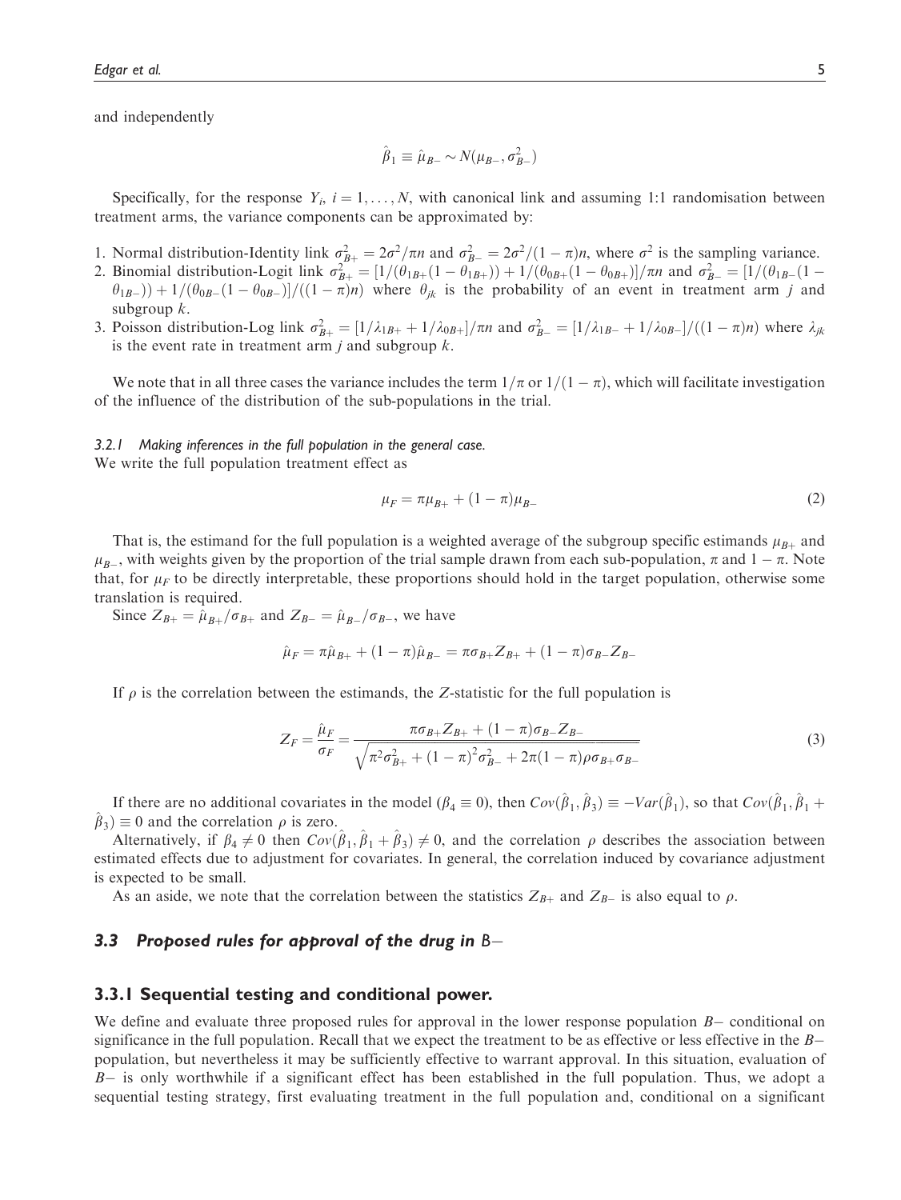and independently

$$\hat{\beta}_1 \equiv \hat{\mu}_{B-} \sim N(\mu_{B-}, \sigma^2_{B-})$$

Specifically, for the response $Y_i$, $i = 1, \ldots, N$, with canonical link and assuming 1:1 randomisation between treatment arms, the variance components can be approximated by:

1. Normal distribution-Identity link $\sigma^2_{B+} = 2\sigma^2/\pi n$ and $\sigma^2_{B-} = 2\sigma^2/(1-\pi)n$, where $\sigma^2$ is the sampling variance.
2. Binomial distribution-Logit link $\sigma^2_{B+} = [1/(\theta_{1B+}(1-\theta_{1B+})) + 1/(\theta_{0B+}(1-\theta_{0B+})]/\pi n$ and $\sigma^2_{B-} = [1/(\theta_{1B-}(1-\theta_{1B-})) + 1/(\theta_{0B-}(1-\theta_{0B-})]/((1-\pi)n)$ where $\theta_{jk}$ is the probability of an event in treatment arm $j$ and subgroup $k$.
3. Poisson distribution-Log link $\sigma^2_{B+} = [1/\lambda_{1B+} + 1/\lambda_{0B+}]/\pi n$ and $\sigma^2_{B-} = [1/\lambda_{1B-} + 1/\lambda_{0B-}]/((1-\pi)n)$ where $\lambda_{jk}$ is the event rate in treatment arm $j$ and subgroup $k$.

We note that in all three cases the variance includes the term $1/\pi$ or $1/(1-\pi)$, which will facilitate investigation of the influence of the distribution of the sub-populations in the trial.

#### 3.2.1 Making inferences in the full population in the general case.

We write the full population treatment effect as

$$\mu_F = \pi\mu_{B+} + (1-\pi)\mu_{B-} \tag{2}$$

That is, the estimand for the full population is a weighted average of the subgroup specific estimands $\mu_{B+}$ and $\mu_{B-}$, with weights given by the proportion of the trial sample drawn from each sub-population, $\pi$ and $1-\pi$. Note that, for $\mu_F$ to be directly interpretable, these proportions should hold in the target population, otherwise some translation is required.

Since $Z_{B+} = \hat{\mu}_{B+}/\sigma_{B+}$ and $Z_{B-} = \hat{\mu}_{B-}/\sigma_{B-}$, we have

$$\hat{\mu}_F = \pi\hat{\mu}_{B+} + (1-\pi)\hat{\mu}_{B-} = \pi\sigma_{B+}Z_{B+} + (1-\pi)\sigma_{B-}Z_{B-}$$

If $\rho$ is the correlation between the estimands, the $Z$-statistic for the full population is

$$Z_F = \frac{\hat{\mu}_F}{\sigma_F} = \frac{\pi\sigma_{B+}Z_{B+} + (1-\pi)\sigma_{B-}Z_{B-}}{\sqrt{\pi^2\sigma^2_{B+} + (1-\pi)^2\sigma^2_{B-} + 2\pi(1-\pi)\rho\sigma_{B+}\sigma_{B-}}} \tag{3}$$

If there are no additional covariates in the model ($\beta_4 \equiv 0$), then $Cov(\hat{\beta}_1, \hat{\beta}_3) \equiv -Var(\hat{\beta}_1)$, so that $Cov(\hat{\beta}_1, \hat{\beta}_1 + \hat{\beta}_3) \equiv 0$ and the correlation $\rho$ is zero.

Alternatively, if $\beta_4 \neq 0$ then $Cov(\hat{\beta}_1, \hat{\beta}_1 + \hat{\beta}_3) \neq 0$, and the correlation $\rho$ describes the association between estimated effects due to adjustment for covariates. In general, the correlation induced by covariance adjustment is expected to be small.

As an aside, we note that the correlation between the statistics $Z_{B+}$ and $Z_{B-}$ is also equal to $\rho$.

## 3.3 Proposed rules for approval of the drug in $B-$

### 3.3.1 Sequential testing and conditional power.

We define and evaluate three proposed rules for approval in the lower response population $B-$ conditional on significance in the full population. Recall that we expect the treatment to be as effective or less effective in the $B-$ population, but nevertheless it may be sufficiently effective to warrant approval. In this situation, evaluation of $B-$ is only worthwhile if a significant effect has been established in the full population. Thus, we adopt a sequential testing strategy, first evaluating treatment in the full population and, conditional on a significant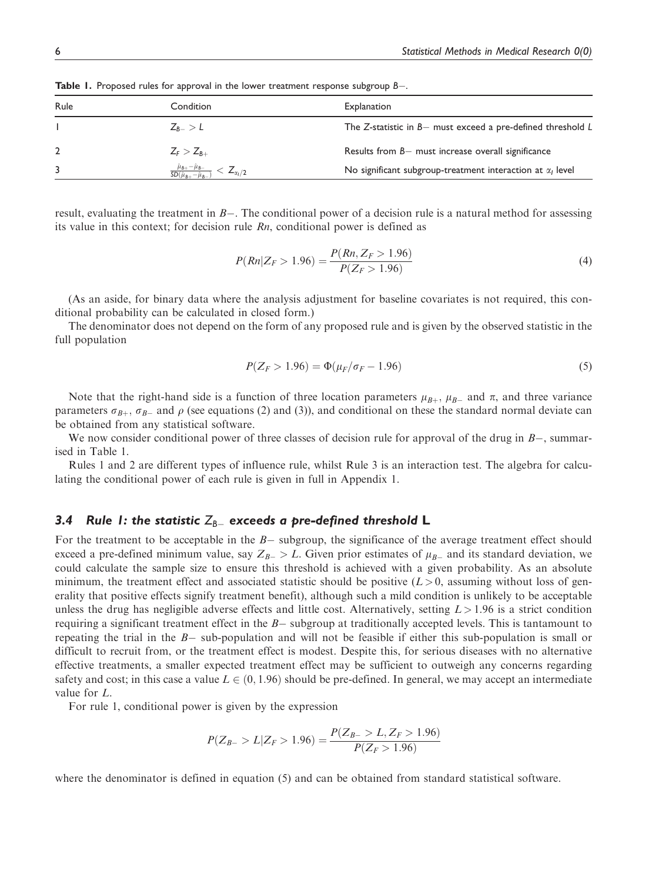**Table 1.** Proposed rules for approval in the lower treatment response subgroup $B-$.

| Rule | Condition | Explanation |
| --- | --- | --- |
| 1 | $Z_{B-} > L$ | The Z-statistic in $B-$ must exceed a pre-defined threshold $L$ |
| 2 | $Z_F > Z_{B+}$ | Results from $B-$ must increase overall significance |
| 3 | $\frac{\hat{\mu}_{B+} - \hat{\mu}_{B-}}{SD(\hat{\mu}_{B+} - \hat{\mu}_{B-})} < Z_{\alpha_I/2}$ | No significant subgroup-treatment interaction at $\alpha_I$ level |

result, evaluating the treatment in $B-$. The conditional power of a decision rule is a natural method for assessing its value in this context; for decision rule $Rn$, conditional power is defined as

$$P(Rn|Z_F > 1.96) = \frac{P(Rn, Z_F > 1.96)}{P(Z_F > 1.96)} \tag{4}$$

(As an aside, for binary data where the analysis adjustment for baseline covariates is not required, this conditional probability can be calculated in closed form.)

The denominator does not depend on the form of any proposed rule and is given by the observed statistic in the full population

$$P(Z_F > 1.96) = \Phi(\mu_F/\sigma_F - 1.96) \tag{5}$$

Note that the right-hand side is a function of three location parameters $\mu_{B+}$, $\mu_{B-}$ and $\pi$, and three variance parameters $\sigma_{B+}$, $\sigma_{B-}$ and $\rho$ (see equations (2) and (3)), and conditional on these the standard normal deviate can be obtained from any statistical software.

We now consider conditional power of three classes of decision rule for approval of the drug in $B-$, summarised in Table 1.

Rules 1 and 2 are different types of influence rule, whilst Rule 3 is an interaction test. The algebra for calculating the conditional power of each rule is given in full in Appendix 1.

### 3.4 Rule 1: the statistic $Z_{B-}$ exceeds a pre-defined threshold L

For the treatment to be acceptable in the $B-$ subgroup, the significance of the average treatment effect should exceed a pre-defined minimum value, say $Z_{B-} > L$. Given prior estimates of $\mu_{B-}$ and its standard deviation, we could calculate the sample size to ensure this threshold is achieved with a given probability. As an absolute minimum, the treatment effect and associated statistic should be positive ($L > 0$, assuming without loss of generality that positive effects signify treatment benefit), although such a mild condition is unlikely to be acceptable unless the drug has negligible adverse effects and little cost. Alternatively, setting $L > 1.96$ is a strict condition requiring a significant treatment effect in the $B-$ subgroup at traditionally accepted levels. This is tantamount to repeating the trial in the $B-$ sub-population and will not be feasible if either this sub-population is small or difficult to recruit from, or the treatment effect is modest. Despite this, for serious diseases with no alternative effective treatments, a smaller expected treatment effect may be sufficient to outweigh any concerns regarding safety and cost; in this case a value $L \in (0, 1.96)$ should be pre-defined. In general, we may accept an intermediate value for $L$.

For rule 1, conditional power is given by the expression

$$P(Z_{B-} > L|Z_F > 1.96) = \frac{P(Z_{B-} > L, Z_F > 1.96)}{P(Z_F > 1.96)}$$

where the denominator is defined in equation (5) and can be obtained from standard statistical software.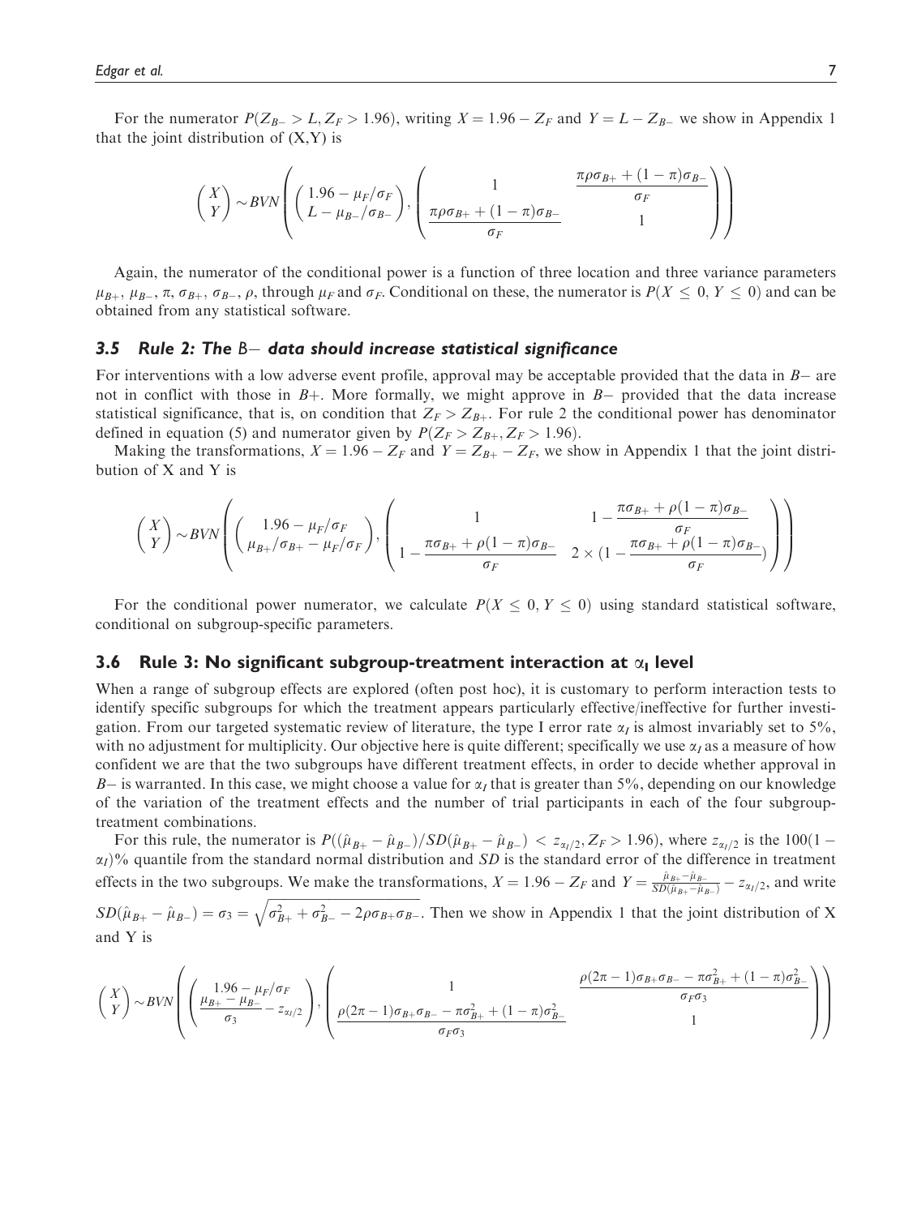For the numerator $P(Z_{B-} > L, Z_F > 1.96)$, writing $X = 1.96 - Z_F$ and $Y = L - Z_{B-}$ we show in Appendix 1 that the joint distribution of (X,Y) is

$$\begin{pmatrix} X \\ Y \end{pmatrix} \sim BVN\left( \begin{pmatrix} 1.96 - \mu_F/\sigma_F \\ L - \mu_{B-}/\sigma_{B-} \end{pmatrix}, \begin{pmatrix} 1 & \dfrac{\pi\rho\sigma_{B+} + (1-\pi)\sigma_{B-}}{\sigma_F} \\ \dfrac{\pi\rho\sigma_{B+} + (1-\pi)\sigma_{B-}}{\sigma_F} & 1 \end{pmatrix} \right)$$

Again, the numerator of the conditional power is a function of three location and three variance parameters $\mu_{B+}$, $\mu_{B-}$, $\pi$, $\sigma_{B+}$, $\sigma_{B-}$, $\rho$, through $\mu_F$ and $\sigma_F$. Conditional on these, the numerator is $P(X \leq 0, Y \leq 0)$ and can be obtained from any statistical software.

### 3.5 Rule 2: The $B-$ data should increase statistical significance

For interventions with a low adverse event profile, approval may be acceptable provided that the data in $B-$ are not in conflict with those in $B+$. More formally, we might approve in $B-$ provided that the data increase statistical significance, that is, on condition that $Z_F > Z_{B+}$. For rule 2 the conditional power has denominator defined in equation (5) and numerator given by $P(Z_F > Z_{B+}, Z_F > 1.96)$.

Making the transformations, $X = 1.96 - Z_F$ and $Y = Z_{B+} - Z_F$, we show in Appendix 1 that the joint distribution of X and Y is

$$\begin{pmatrix} X \\ Y \end{pmatrix} \sim BVN\left( \begin{pmatrix} 1.96 - \mu_F/\sigma_F \\ \mu_{B+}/\sigma_{B+} - \mu_F/\sigma_F \end{pmatrix}, \begin{pmatrix} 1 & 1 - \dfrac{\pi\sigma_{B+} + \rho(1-\pi)\sigma_{B-}}{\sigma_F} \\ 1 - \dfrac{\pi\sigma_{B+} + \rho(1-\pi)\sigma_{B-}}{\sigma_F} & 2 \times (1 - \dfrac{\pi\sigma_{B+} + \rho(1-\pi)\sigma_{B-}}{\sigma_F}) \end{pmatrix} \right)$$

For the conditional power numerator, we calculate $P(X \leq 0, Y \leq 0)$ using standard statistical software, conditional on subgroup-specific parameters.

### 3.6 Rule 3: No significant subgroup-treatment interaction at $\alpha_I$ level

When a range of subgroup effects are explored (often post hoc), it is customary to perform interaction tests to identify specific subgroups for which the treatment appears particularly effective/ineffective for further investigation. From our targeted systematic review of literature, the type I error rate $\alpha_I$ is almost invariably set to 5%, with no adjustment for multiplicity. Our objective here is quite different; specifically we use $\alpha_I$ as a measure of how confident we are that the two subgroups have different treatment effects, in order to decide whether approval in $B-$ is warranted. In this case, we might choose a value for $\alpha_I$ that is greater than 5%, depending on our knowledge of the variation of the treatment effects and the number of trial participants in each of the four subgroup-treatment combinations.

For this rule, the numerator is $P((\hat{\mu}_{B+} - \hat{\mu}_{B-})/SD(\hat{\mu}_{B+} - \hat{\mu}_{B-}) < z_{\alpha_I/2}, Z_F > 1.96)$, where $z_{\alpha_I/2}$ is the $100(1 - \alpha_I)$% quantile from the standard normal distribution and $SD$ is the standard error of the difference in treatment effects in the two subgroups. We make the transformations, $X = 1.96 - Z_F$ and $Y = \frac{\hat{\mu}_{B+} - \hat{\mu}_{B-}}{SD(\hat{\mu}_{B+} - \hat{\mu}_{B-})} - z_{\alpha_I/2}$, and write $SD(\hat{\mu}_{B+} - \hat{\mu}_{B-}) = \sigma_3 = \sqrt{\sigma_{B+}^2 + \sigma_{B-}^2 - 2\rho\sigma_{B+}\sigma_{B-}}$. Then we show in Appendix 1 that the joint distribution of X and Y is

$$\begin{pmatrix} X \\ Y \end{pmatrix} \sim BVN\left( \begin{pmatrix} 1.96 - \mu_F/\sigma_F \\ \dfrac{\mu_{B+} - \mu_{B-}}{\sigma_3} - z_{\alpha_I/2} \end{pmatrix}, \begin{pmatrix} 1 & \dfrac{\rho(2\pi - 1)\sigma_{B+}\sigma_{B-} - \pi\sigma_{B+}^2 + (1-\pi)\sigma_{B-}^2}{\sigma_F\sigma_3} \\ \dfrac{\rho(2\pi - 1)\sigma_{B+}\sigma_{B-} - \pi\sigma_{B+}^2 + (1-\pi)\sigma_{B-}^2}{\sigma_F\sigma_3} & 1 \end{pmatrix} \right)$$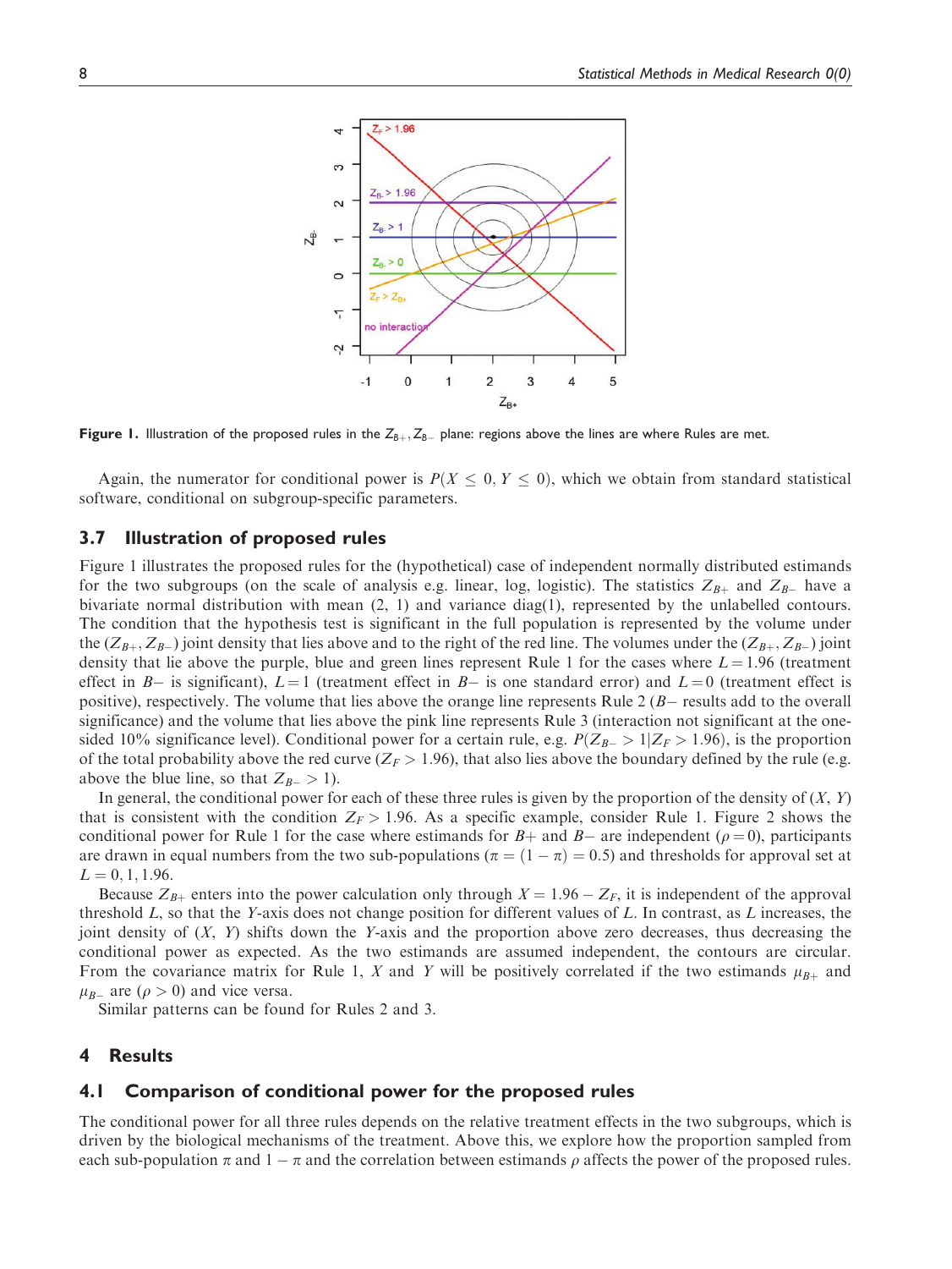Figure 1. Illustration of the proposed rules in the $Z_{B+}, Z_{B-}$ plane: regions above the lines are where Rules are met.

Again, the numerator for conditional power is $P(X \leq 0, Y \leq 0)$, which we obtain from standard statistical software, conditional on subgroup-specific parameters.

## 3.7 Illustration of proposed rules

Figure 1 illustrates the proposed rules for the (hypothetical) case of independent normally distributed estimands for the two subgroups (on the scale of analysis e.g. linear, log, logistic). The statistics $Z_{B+}$ and $Z_{B-}$ have a bivariate normal distribution with mean (2, 1) and variance diag(1), represented by the unlabelled contours. The condition that the hypothesis test is significant in the full population is represented by the volume under the $(Z_{B+}, Z_{B-})$ joint density that lies above and to the right of the red line. The volumes under the $(Z_{B+}, Z_{B-})$ joint density that lie above the purple, blue and green lines represent Rule 1 for the cases where $L = 1.96$ (treatment effect in $B-$ is significant), $L = 1$ (treatment effect in $B-$ is one standard error) and $L = 0$ (treatment effect is positive), respectively. The volume that lies above the orange line represents Rule 2 ($B-$ results add to the overall significance) and the volume that lies above the pink line represents Rule 3 (interaction not significant at the one-sided 10% significance level). Conditional power for a certain rule, e.g. $P(Z_{B-} > 1 | Z_F > 1.96)$, is the proportion of the total probability above the red curve ($Z_F > 1.96$), that also lies above the boundary defined by the rule (e.g. above the blue line, so that $Z_{B-} > 1$).

In general, the conditional power for each of these three rules is given by the proportion of the density of $(X, Y)$ that is consistent with the condition $Z_F > 1.96$. As a specific example, consider Rule 1. Figure 2 shows the conditional power for Rule 1 for the case where estimands for $B+$ and $B-$ are independent ($\rho = 0$), participants are drawn in equal numbers from the two sub-populations ($\pi = (1 - \pi) = 0.5$) and thresholds for approval set at $L = 0, 1, 1.96$.

Because $Z_{B+}$ enters into the power calculation only through $X = 1.96 - Z_F$, it is independent of the approval threshold $L$, so that the $Y$-axis does not change position for different values of $L$. In contrast, as $L$ increases, the joint density of $(X, Y)$ shifts down the $Y$-axis and the proportion above zero decreases, thus decreasing the conditional power as expected. As the two estimands are assumed independent, the contours are circular. From the covariance matrix for Rule 1, $X$ and $Y$ will be positively correlated if the two estimands $\mu_{B+}$ and $\mu_{B-}$ are ($\rho > 0$) and vice versa.

Similar patterns can be found for Rules 2 and 3.

# 4 Results

## 4.1 Comparison of conditional power for the proposed rules

The conditional power for all three rules depends on the relative treatment effects in the two subgroups, which is driven by the biological mechanisms of the treatment. Above this, we explore how the proportion sampled from each sub-population $\pi$ and $1 - \pi$ and the correlation between estimands $\rho$ affects the power of the proposed rules.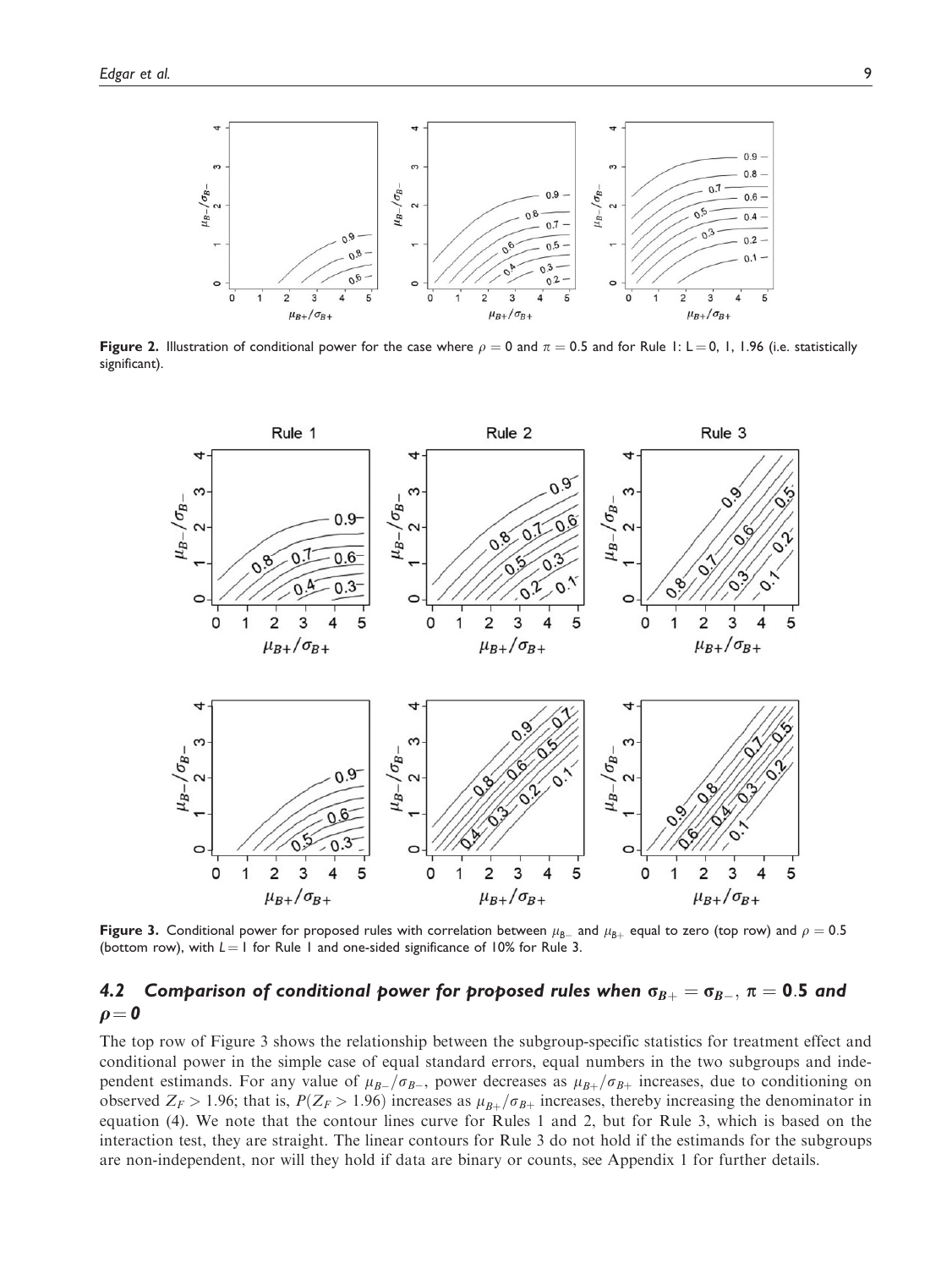**Figure 2.** Illustration of conditional power for the case where $\rho = 0$ and $\pi = 0.5$ and for Rule 1: L = 0, 1, 1.96 (i.e. statistically significant).

**Figure 3.** Conditional power for proposed rules with correlation between $\mu_{B-}$ and $\mu_{B+}$ equal to zero (top row) and $\rho = 0.5$ (bottom row), with $L = 1$ for Rule 1 and one-sided significance of 10% for Rule 3.

## 4.2 Comparison of conditional power for proposed rules when $\sigma_{B+} = \sigma_{B-}$, $\pi = 0.5$ and $\rho = 0$

The top row of Figure 3 shows the relationship between the subgroup-specific statistics for treatment effect and conditional power in the simple case of equal standard errors, equal numbers in the two subgroups and independent estimands. For any value of $\mu_{B-}/\sigma_{B-}$, power decreases as $\mu_{B+}/\sigma_{B+}$ increases, due to conditioning on observed $Z_F > 1.96$; that is, $P(Z_F > 1.96)$ increases as $\mu_{B+}/\sigma_{B+}$ increases, thereby increasing the denominator in equation (4). We note that the contour lines curve for Rules 1 and 2, but for Rule 3, which is based on the interaction test, they are straight. The linear contours for Rule 3 do not hold if the estimands for the subgroups are non-independent, nor will they hold if data are binary or counts, see Appendix 1 for further details.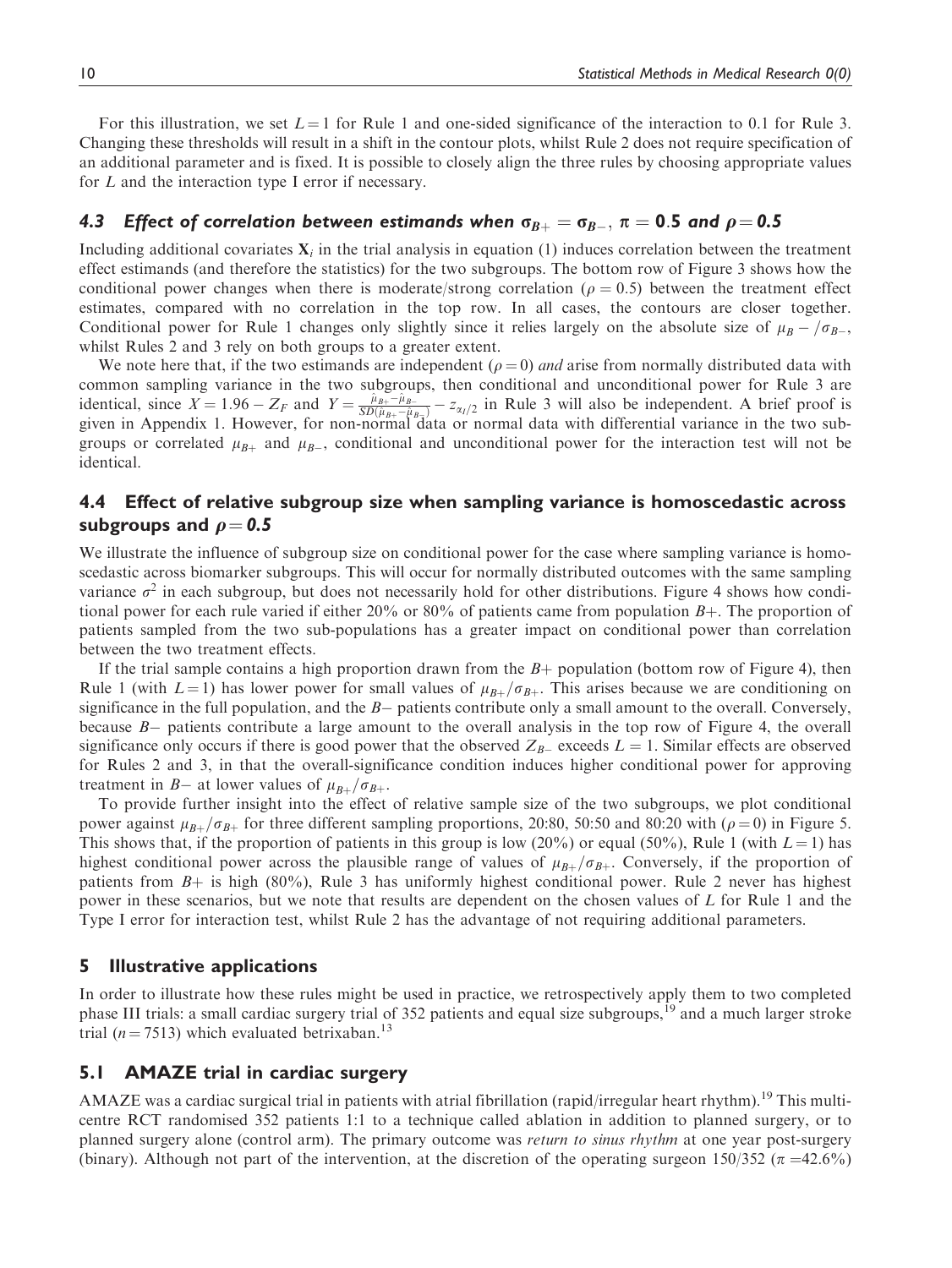For this illustration, we set $L = 1$ for Rule 1 and one-sided significance of the interaction to 0.1 for Rule 3. Changing these thresholds will result in a shift in the contour plots, whilst Rule 2 does not require specification of an additional parameter and is fixed. It is possible to closely align the three rules by choosing appropriate values for $L$ and the interaction type I error if necessary.

### 4.3 Effect of correlation between estimands when $\sigma_{B+} = \sigma_{B-}$, $\pi = 0.5$ and $\rho = 0.5$

Including additional covariates $\mathbf{X}_i$ in the trial analysis in equation (1) induces correlation between the treatment effect estimands (and therefore the statistics) for the two subgroups. The bottom row of Figure 3 shows how the conditional power changes when there is moderate/strong correlation ($\rho = 0.5$) between the treatment effect estimates, compared with no correlation in the top row. In all cases, the contours are closer together. Conditional power for Rule 1 changes only slightly since it relies largely on the absolute size of $\mu_B - /\sigma_{B-}$, whilst Rules 2 and 3 rely on both groups to a greater extent.

We note here that, if the two estimands are independent ($\rho = 0$) *and* arise from normally distributed data with common sampling variance in the two subgroups, then conditional and unconditional power for Rule 3 are identical, since $X = 1.96 - Z_F$ and $Y = \frac{\hat{\mu}_{B+} - \hat{\mu}_{B-}}{SD(\hat{\mu}_{B+} - \hat{\mu}_{B+})} - z_{\alpha_I/2}$ in Rule 3 will also be independent. A brief proof is given in Appendix 1. However, for non-normal data or normal data with differential variance in the two subgroups or correlated $\mu_{B+}$ and $\mu_{B-}$, conditional and unconditional power for the interaction test will not be identical.

### 4.4 Effect of relative subgroup size when sampling variance is homoscedastic across subgroups and $\rho = 0.5$

We illustrate the influence of subgroup size on conditional power for the case where sampling variance is homoscedastic across biomarker subgroups. This will occur for normally distributed outcomes with the same sampling variance $\sigma^2$ in each subgroup, but does not necessarily hold for other distributions. Figure 4 shows how conditional power for each rule varied if either 20% or 80% of patients came from population $B+$. The proportion of patients sampled from the two sub-populations has a greater impact on conditional power than correlation between the two treatment effects.

If the trial sample contains a high proportion drawn from the $B+$ population (bottom row of Figure 4), then Rule 1 (with $L = 1$) has lower power for small values of $\mu_{B+}/\sigma_{B+}$. This arises because we are conditioning on significance in the full population, and the $B-$ patients contribute only a small amount to the overall. Conversely, because $B-$ patients contribute a large amount to the overall analysis in the top row of Figure 4, the overall significance only occurs if there is good power that the observed $Z_{B-}$ exceeds $L = 1$. Similar effects are observed for Rules 2 and 3, in that the overall-significance condition induces higher conditional power for approving treatment in $B-$ at lower values of $\mu_{B+}/\sigma_{B+}$.

To provide further insight into the effect of relative sample size of the two subgroups, we plot conditional power against $\mu_{B+}/\sigma_{B+}$ for three different sampling proportions, 20:80, 50:50 and 80:20 with ($\rho = 0$) in Figure 5. This shows that, if the proportion of patients in this group is low (20%) or equal (50%), Rule 1 (with $L = 1$) has highest conditional power across the plausible range of values of $\mu_{B+}/\sigma_{B+}$. Conversely, if the proportion of patients from $B+$ is high (80%), Rule 3 has uniformly highest conditional power. Rule 2 never has highest power in these scenarios, but we note that results are dependent on the chosen values of $L$ for Rule 1 and the Type I error for interaction test, whilst Rule 2 has the advantage of not requiring additional parameters.

## 5 Illustrative applications

In order to illustrate how these rules might be used in practice, we retrospectively apply them to two completed phase III trials: a small cardiac surgery trial of 352 patients and equal size subgroups,[19] and a much larger stroke trial ($n = 7513$) which evaluated betrixaban.[13]

### 5.1 AMAZE trial in cardiac surgery

AMAZE was a cardiac surgical trial in patients with atrial fibrillation (rapid/irregular heart rhythm).[19] This multicentre RCT randomised 352 patients 1:1 to a technique called ablation in addition to planned surgery, or to planned surgery alone (control arm). The primary outcome was *return to sinus rhythm* at one year post-surgery (binary). Although not part of the intervention, at the discretion of the operating surgeon 150/352 ($\pi = 42.6\%$)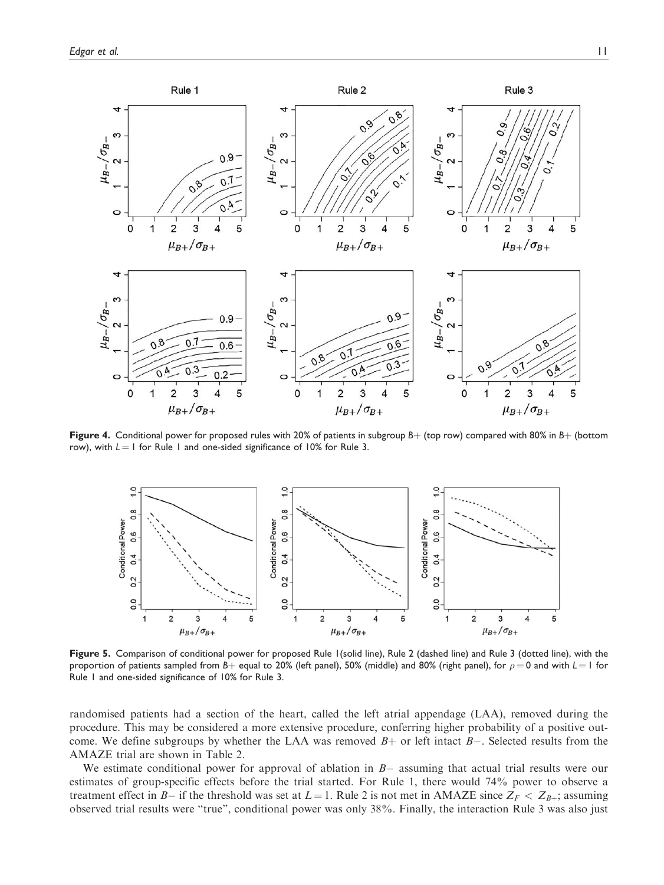**Figure 4.** Conditional power for proposed rules with 20% of patients in subgroup $B+$ (top row) compared with 80% in $B+$ (bottom row), with $L = 1$ for Rule 1 and one-sided significance of 10% for Rule 3.

**Figure 5.** Comparison of conditional power for proposed Rule 1(solid line), Rule 2 (dashed line) and Rule 3 (dotted line), with the proportion of patients sampled from $B+$ equal to 20% (left panel), 50% (middle) and 80% (right panel), for $\rho = 0$ and with $L = 1$ for Rule 1 and one-sided significance of 10% for Rule 3.

randomised patients had a section of the heart, called the left atrial appendage (LAA), removed during the procedure. This may be considered a more extensive procedure, conferring higher probability of a positive outcome. We define subgroups by whether the LAA was removed $B+$ or left intact $B-$. Selected results from the AMAZE trial are shown in Table 2.

We estimate conditional power for approval of ablation in $B-$ assuming that actual trial results were our estimates of group-specific effects before the trial started. For Rule 1, there would 74% power to observe a treatment effect in $B-$ if the threshold was set at $L = 1$. Rule 2 is not met in AMAZE since $Z_F < Z_{B+}$; assuming observed trial results were "true", conditional power was only 38%. Finally, the interaction Rule 3 was also just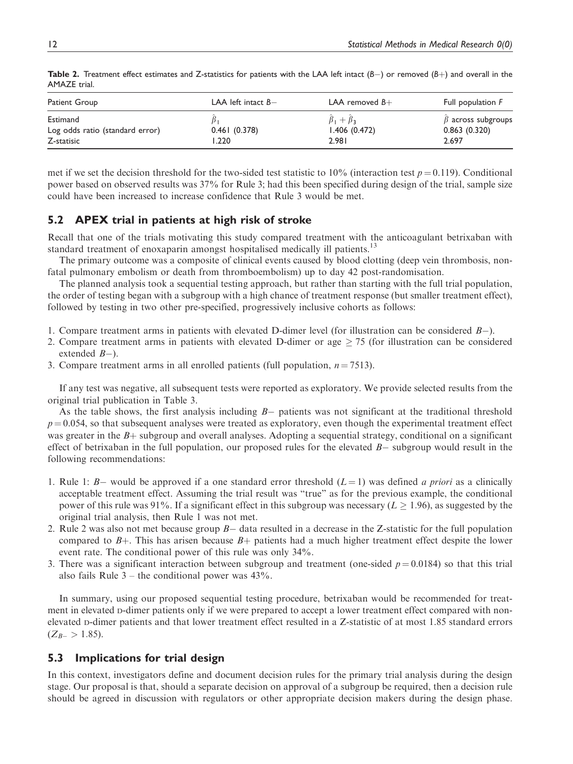**Table 2.** Treatment effect estimates and Z-statistics for patients with the LAA left intact ($B-$) or removed ($B+$) and overall in the AMAZE trial.

| Patient Group | LAA left intact $B-$ | LAA removed $B+$ | Full population $F$ |
|---|---|---|---|
| Estimand | $\hat{\beta}_1$ | $\hat{\beta}_1 + \hat{\beta}_3$ | $\hat{\beta}$ across subgroups |
| Log odds ratio (standard error) | 0.461 (0.378) | 1.406 (0.472) | 0.863 (0.320) |
| Z-statisic | 1.220 | 2.981 | 2.697 |

met if we set the decision threshold for the two-sided test statistic to 10% (interaction test $p = 0.119$). Conditional power based on observed results was 37% for Rule 3; had this been specified during design of the trial, sample size could have been increased to increase confidence that Rule 3 would be met.

## 5.2 APEX trial in patients at high risk of stroke

Recall that one of the trials motivating this study compared treatment with the anticoagulant betrixaban with standard treatment of enoxaparin amongst hospitalised medically ill patients.[13]

The primary outcome was a composite of clinical events caused by blood clotting (deep vein thrombosis, non-fatal pulmonary embolism or death from thromboembolism) up to day 42 post-randomisation.

The planned analysis took a sequential testing approach, but rather than starting with the full trial population, the order of testing began with a subgroup with a high chance of treatment response (but smaller treatment effect), followed by testing in two other pre-specified, progressively inclusive cohorts as follows:

1. Compare treatment arms in patients with elevated D-dimer level (for illustration can be considered $B-$).
2. Compare treatment arms in patients with elevated D-dimer or age $\geq 75$ (for illustration can be considered extended $B-$).
3. Compare treatment arms in all enrolled patients (full population, $n = 7513$).

If any test was negative, all subsequent tests were reported as exploratory. We provide selected results from the original trial publication in Table 3.

As the table shows, the first analysis including $B-$ patients was not significant at the traditional threshold $p = 0.054$, so that subsequent analyses were treated as exploratory, even though the experimental treatment effect was greater in the $B+$ subgroup and overall analyses. Adopting a sequential strategy, conditional on a significant effect of betrixaban in the full population, our proposed rules for the elevated $B-$ subgroup would result in the following recommendations:

1. Rule 1: $B-$ would be approved if a one standard error threshold ($L = 1$) was defined *a priori* as a clinically acceptable treatment effect. Assuming the trial result was "true" as for the previous example, the conditional power of this rule was 91%. If a significant effect in this subgroup was necessary ($L \geq 1.96$), as suggested by the original trial analysis, then Rule 1 was not met.
2. Rule 2 was also not met because group $B-$ data resulted in a decrease in the Z-statistic for the full population compared to $B+$. This has arisen because $B+$ patients had a much higher treatment effect despite the lower event rate. The conditional power of this rule was only 34%.
3. There was a significant interaction between subgroup and treatment (one-sided $p = 0.0184$) so that this trial also fails Rule 3 – the conditional power was 43%.

In summary, using our proposed sequential testing procedure, betrixaban would be recommended for treatment in elevated D-dimer patients only if we were prepared to accept a lower treatment effect compared with non-elevated D-dimer patients and that lower treatment effect resulted in a Z-statistic of at most 1.85 standard errors ($Z_{B-} > 1.85$).

## 5.3 Implications for trial design

In this context, investigators define and document decision rules for the primary trial analysis during the design stage. Our proposal is that, should a separate decision on approval of a subgroup be required, then a decision rule should be agreed in discussion with regulators or other appropriate decision makers during the design phase.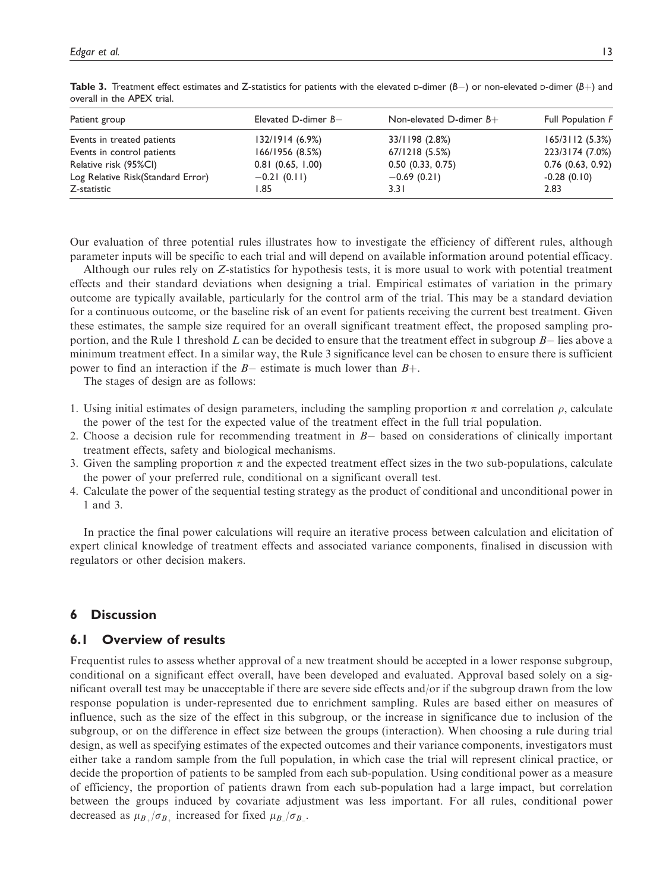**Table 3.** Treatment effect estimates and Z-statistics for patients with the elevated D-dimer ($B-$) or non-elevated D-dimer ($B+$) and overall in the APEX trial.

| Patient group | Elevated D-dimer $B-$ | Non-elevated D-dimer $B+$ | Full Population $F$ |
|---|---|---|---|
| Events in treated patients | 132/1914 (6.9%) | 33/1198 (2.8%) | 165/3112 (5.3%) |
| Events in control patients | 166/1956 (8.5%) | 67/1218 (5.5%) | 223/3174 (7.0%) |
| Relative risk (95%CI) | 0.81 (0.65, 1.00) | 0.50 (0.33, 0.75) | 0.76 (0.63, 0.92) |
| Log Relative Risk(Standard Error) | −0.21 (0.11) | −0.69 (0.21) | -0.28 (0.10) |
| Z-statistic | 1.85 | 3.31 | 2.83 |

Our evaluation of three potential rules illustrates how to investigate the efficiency of different rules, although parameter inputs will be specific to each trial and will depend on available information around potential efficacy.

Although our rules rely on $Z$-statistics for hypothesis tests, it is more usual to work with potential treatment effects and their standard deviations when designing a trial. Empirical estimates of variation in the primary outcome are typically available, particularly for the control arm of the trial. This may be a standard deviation for a continuous outcome, or the baseline risk of an event for patients receiving the current best treatment. Given these estimates, the sample size required for an overall significant treatment effect, the proposed sampling proportion, and the Rule 1 threshold $L$ can be decided to ensure that the treatment effect in subgroup $B-$ lies above a minimum treatment effect. In a similar way, the Rule 3 significance level can be chosen to ensure there is sufficient power to find an interaction if the $B-$ estimate is much lower than $B+$.

The stages of design are as follows:

1. Using initial estimates of design parameters, including the sampling proportion $\pi$ and correlation $\rho$, calculate the power of the test for the expected value of the treatment effect in the full trial population.
2. Choose a decision rule for recommending treatment in $B-$ based on considerations of clinically important treatment effects, safety and biological mechanisms.
3. Given the sampling proportion $\pi$ and the expected treatment effect sizes in the two sub-populations, calculate the power of your preferred rule, conditional on a significant overall test.
4. Calculate the power of the sequential testing strategy as the product of conditional and unconditional power in 1 and 3.

In practice the final power calculations will require an iterative process between calculation and elicitation of expert clinical knowledge of treatment effects and associated variance components, finalised in discussion with regulators or other decision makers.

## 6 Discussion

### 6.1 Overview of results

Frequentist rules to assess whether approval of a new treatment should be accepted in a lower response subgroup, conditional on a significant effect overall, have been developed and evaluated. Approval based solely on a significant overall test may be unacceptable if there are severe side effects and/or if the subgroup drawn from the low response population is under-represented due to enrichment sampling. Rules are based either on measures of influence, such as the size of the effect in this subgroup, or the increase in significance due to inclusion of the subgroup, or on the difference in effect size between the groups (interaction). When choosing a rule during trial design, as well as specifying estimates of the expected outcomes and their variance components, investigators must either take a random sample from the full population, in which case the trial will represent clinical practice, or decide the proportion of patients to be sampled from each sub-population. Using conditional power as a measure of efficiency, the proportion of patients drawn from each sub-population had a large impact, but correlation between the groups induced by covariate adjustment was less important. For all rules, conditional power decreased as $\mu_{B_+}/\sigma_{B_+}$ increased for fixed $\mu_{B_-}/\sigma_{B_-}$.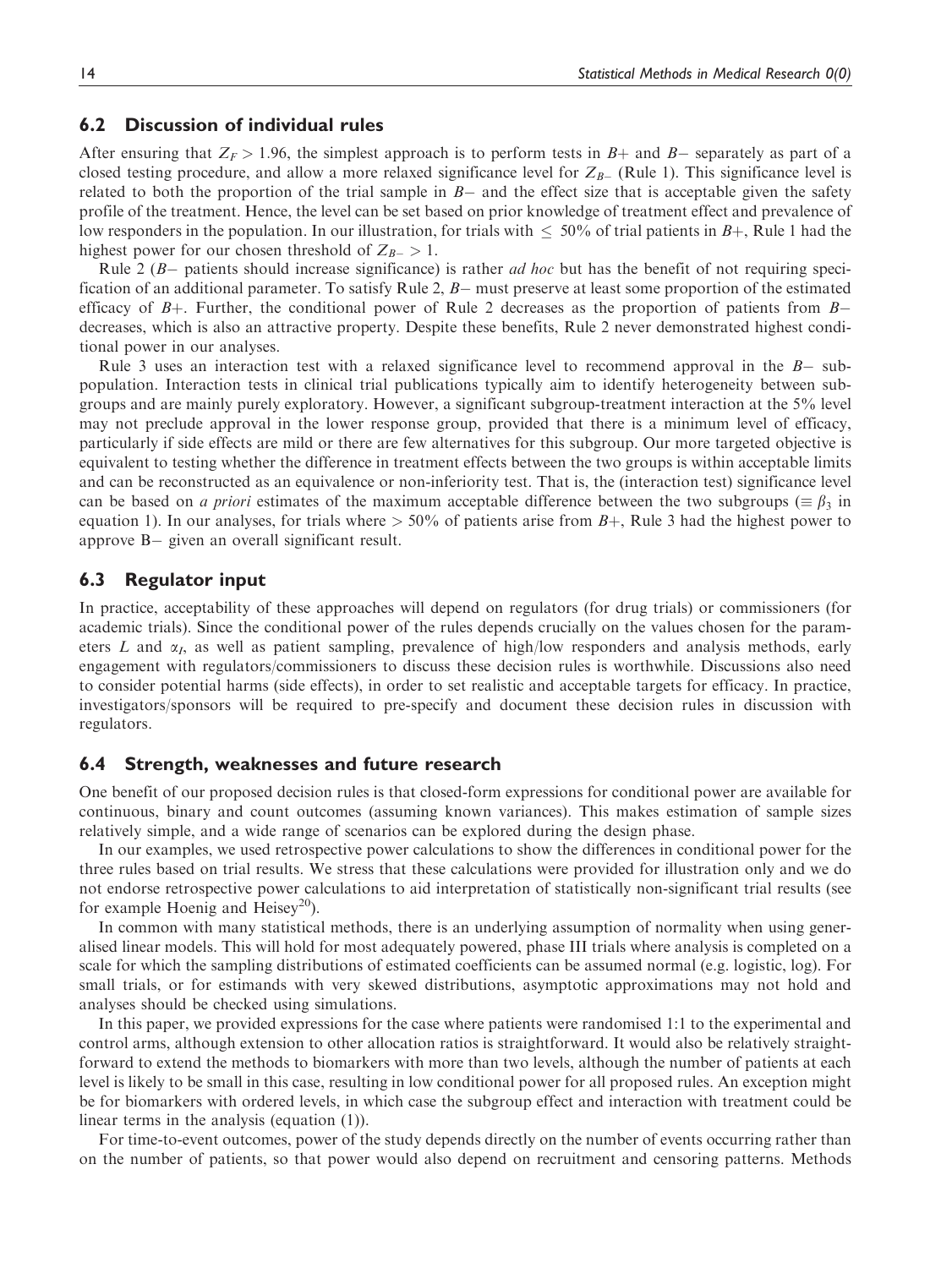## 6.2 Discussion of individual rules

After ensuring that $Z_F > 1.96$, the simplest approach is to perform tests in $B+$ and $B-$ separately as part of a closed testing procedure, and allow a more relaxed significance level for $Z_{B-}$ (Rule 1). This significance level is related to both the proportion of the trial sample in $B-$ and the effect size that is acceptable given the safety profile of the treatment. Hence, the level can be set based on prior knowledge of treatment effect and prevalence of low responders in the population. In our illustration, for trials with $\leq 50\%$ of trial patients in $B+$, Rule 1 had the highest power for our chosen threshold of $Z_{B-} > 1$.

Rule 2 ($B-$ patients should increase significance) is rather *ad hoc* but has the benefit of not requiring specification of an additional parameter. To satisfy Rule 2, $B-$ must preserve at least some proportion of the estimated efficacy of $B+$. Further, the conditional power of Rule 2 decreases as the proportion of patients from $B-$ decreases, which is also an attractive property. Despite these benefits, Rule 2 never demonstrated highest conditional power in our analyses.

Rule 3 uses an interaction test with a relaxed significance level to recommend approval in the $B-$ subpopulation. Interaction tests in clinical trial publications typically aim to identify heterogeneity between subgroups and are mainly purely exploratory. However, a significant subgroup-treatment interaction at the 5% level may not preclude approval in the lower response group, provided that there is a minimum level of efficacy, particularly if side effects are mild or there are few alternatives for this subgroup. Our more targeted objective is equivalent to testing whether the difference in treatment effects between the two groups is within acceptable limits and can be reconstructed as an equivalence or non-inferiority test. That is, the (interaction test) significance level can be based on *a priori* estimates of the maximum acceptable difference between the two subgroups ($\equiv \beta_3$ in equation 1). In our analyses, for trials where $> 50\%$ of patients arise from $B+$, Rule 3 had the highest power to approve B$-$ given an overall significant result.

## 6.3 Regulator input

In practice, acceptability of these approaches will depend on regulators (for drug trials) or commissioners (for academic trials). Since the conditional power of the rules depends crucially on the values chosen for the parameters $L$ and $\alpha_I$, as well as patient sampling, prevalence of high/low responders and analysis methods, early engagement with regulators/commissioners to discuss these decision rules is worthwhile. Discussions also need to consider potential harms (side effects), in order to set realistic and acceptable targets for efficacy. In practice, investigators/sponsors will be required to pre-specify and document these decision rules in discussion with regulators.

## 6.4 Strength, weaknesses and future research

One benefit of our proposed decision rules is that closed-form expressions for conditional power are available for continuous, binary and count outcomes (assuming known variances). This makes estimation of sample sizes relatively simple, and a wide range of scenarios can be explored during the design phase.

In our examples, we used retrospective power calculations to show the differences in conditional power for the three rules based on trial results. We stress that these calculations were provided for illustration only and we do not endorse retrospective power calculations to aid interpretation of statistically non-significant trial results (see for example Hoenig and Heisey[20]).

In common with many statistical methods, there is an underlying assumption of normality when using generalised linear models. This will hold for most adequately powered, phase III trials where analysis is completed on a scale for which the sampling distributions of estimated coefficients can be assumed normal (e.g. logistic, log). For small trials, or for estimands with very skewed distributions, asymptotic approximations may not hold and analyses should be checked using simulations.

In this paper, we provided expressions for the case where patients were randomised 1:1 to the experimental and control arms, although extension to other allocation ratios is straightforward. It would also be relatively straightforward to extend the methods to biomarkers with more than two levels, although the number of patients at each level is likely to be small in this case, resulting in low conditional power for all proposed rules. An exception might be for biomarkers with ordered levels, in which case the subgroup effect and interaction with treatment could be linear terms in the analysis (equation (1)).

For time-to-event outcomes, power of the study depends directly on the number of events occurring rather than on the number of patients, so that power would also depend on recruitment and censoring patterns. Methods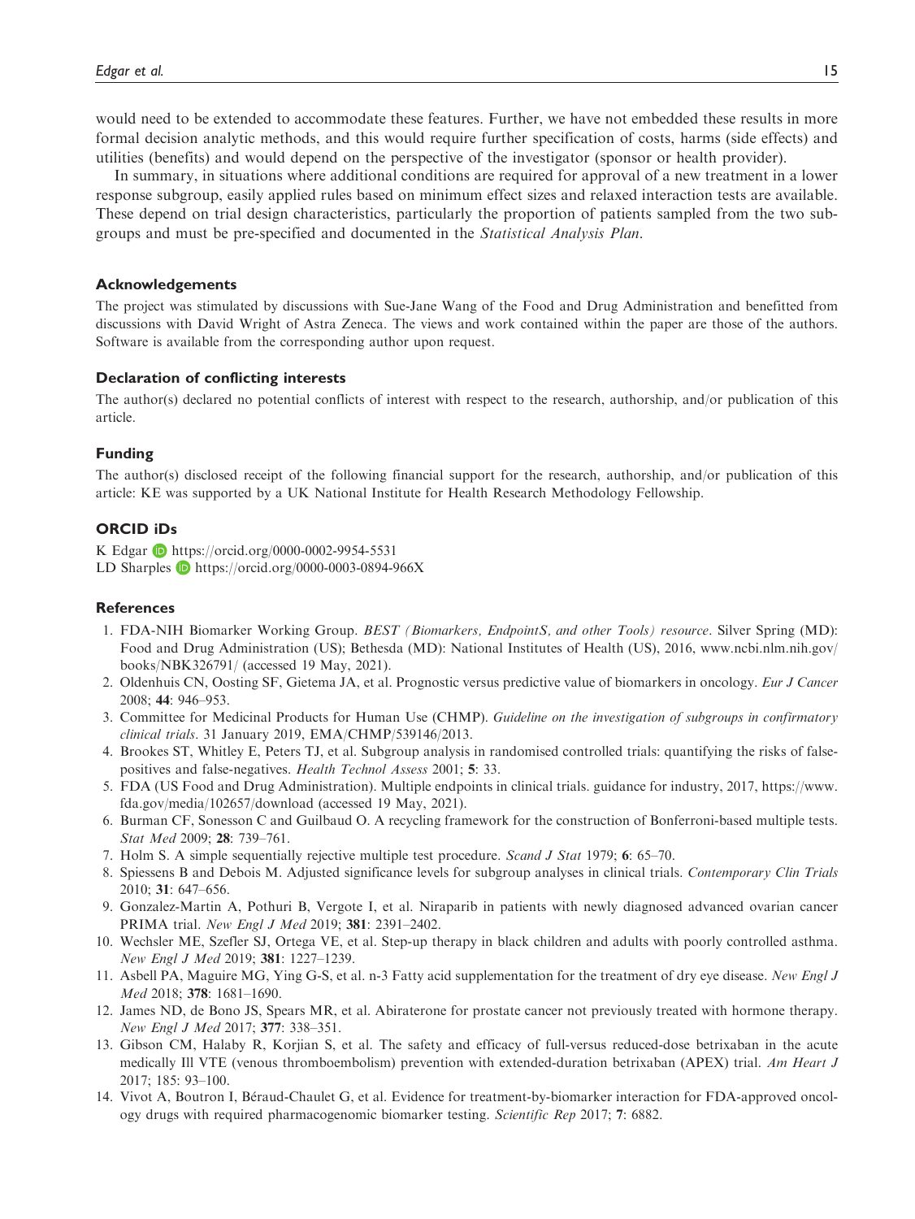would need to be extended to accommodate these features. Further, we have not embedded these results in more formal decision analytic methods, and this would require further specification of costs, harms (side effects) and utilities (benefits) and would depend on the perspective of the investigator (sponsor or health provider).

In summary, in situations where additional conditions are required for approval of a new treatment in a lower response subgroup, easily applied rules based on minimum effect sizes and relaxed interaction tests are available. These depend on trial design characteristics, particularly the proportion of patients sampled from the two subgroups and must be pre-specified and documented in the *Statistical Analysis Plan*.

## Acknowledgements

The project was stimulated by discussions with Sue-Jane Wang of the Food and Drug Administration and benefitted from discussions with David Wright of Astra Zeneca. The views and work contained within the paper are those of the authors. Software is available from the corresponding author upon request.

## Declaration of conflicting interests

The author(s) declared no potential conflicts of interest with respect to the research, authorship, and/or publication of this article.

## Funding

The author(s) disclosed receipt of the following financial support for the research, authorship, and/or publication of this article: KE was supported by a UK National Institute for Health Research Methodology Fellowship.

## ORCID iDs

K Edgar https://orcid.org/0000-0002-9954-5531
LD Sharples https://orcid.org/0000-0003-0894-966X

## References

1. FDA-NIH Biomarker Working Group. *BEST (Biomarkers, EndpointS, and other Tools) resource*. Silver Spring (MD): Food and Drug Administration (US); Bethesda (MD): National Institutes of Health (US), 2016, www.ncbi.nlm.nih.gov/books/NBK326791/ (accessed 19 May, 2021).
2. Oldenhuis CN, Oosting SF, Gietema JA, et al. Prognostic versus predictive value of biomarkers in oncology. *Eur J Cancer* 2008; **44**: 946–953.
3. Committee for Medicinal Products for Human Use (CHMP). *Guideline on the investigation of subgroups in confirmatory clinical trials*. 31 January 2019, EMA/CHMP/539146/2013.
4. Brookes ST, Whitley E, Peters TJ, et al. Subgroup analysis in randomised controlled trials: quantifying the risks of false-positives and false-negatives. *Health Technol Assess* 2001; **5**: 33.
5. FDA (US Food and Drug Administration). Multiple endpoints in clinical trials. guidance for industry, 2017, https://www.fda.gov/media/102657/download (accessed 19 May, 2021).
6. Burman CF, Sonesson C and Guilbaud O. A recycling framework for the construction of Bonferroni-based multiple tests. *Stat Med* 2009; **28**: 739–761.
7. Holm S. A simple sequentially rejective multiple test procedure. *Scand J Stat* 1979; **6**: 65–70.
8. Spiessens B and Debois M. Adjusted significance levels for subgroup analyses in clinical trials. *Contemporary Clin Trials* 2010; **31**: 647–656.
9. Gonzalez-Martin A, Pothuri B, Vergote I, et al. Niraparib in patients with newly diagnosed advanced ovarian cancer PRIMA trial. *New Engl J Med* 2019; **381**: 2391–2402.
10. Wechsler ME, Szefler SJ, Ortega VE, et al. Step-up therapy in black children and adults with poorly controlled asthma. *New Engl J Med* 2019; **381**: 1227–1239.
11. Asbell PA, Maguire MG, Ying G-S, et al. n-3 Fatty acid supplementation for the treatment of dry eye disease. *New Engl J Med* 2018; **378**: 1681–1690.
12. James ND, de Bono JS, Spears MR, et al. Abiraterone for prostate cancer not previously treated with hormone therapy. *New Engl J Med* 2017; **377**: 338–351.
13. Gibson CM, Halaby R, Korjian S, et al. The safety and efficacy of full-versus reduced-dose betrixaban in the acute medically Ill VTE (venous thromboembolism) prevention with extended-duration betrixaban (APEX) trial. *Am Heart J* 2017; 185: 93–100.
14. Vivot A, Boutron I, Béraud-Chaulet G, et al. Evidence for treatment-by-biomarker interaction for FDA-approved oncology drugs with required pharmacogenomic biomarker testing. *Scientific Rep* 2017; **7**: 6882.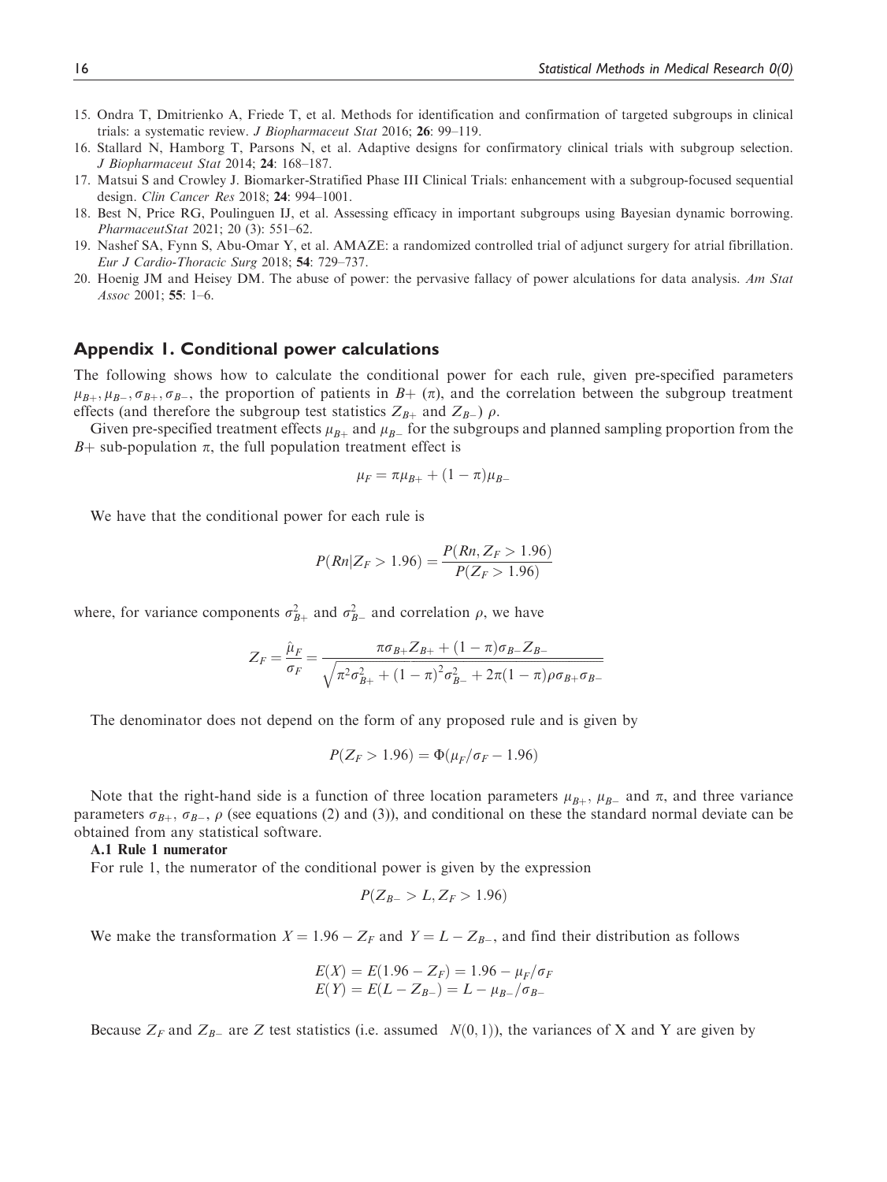15. Ondra T, Dmitrienko A, Friede T, et al. Methods for identification and confirmation of targeted subgroups in clinical trials: a systematic review. *J Biopharmaceut Stat* 2016; **26**: 99–119.
16. Stallard N, Hamborg T, Parsons N, et al. Adaptive designs for confirmatory clinical trials with subgroup selection. *J Biopharmaceut Stat* 2014; **24**: 168–187.
17. Matsui S and Crowley J. Biomarker-Stratified Phase III Clinical Trials: enhancement with a subgroup-focused sequential design. *Clin Cancer Res* 2018; **24**: 994–1001.
18. Best N, Price RG, Poulinguen IJ, et al. Assessing efficacy in important subgroups using Bayesian dynamic borrowing. *PharmaceutStat* 2021; 20 (3): 551–62.
19. Nashef SA, Fynn S, Abu-Omar Y, et al. AMAZE: a randomized controlled trial of adjunct surgery for atrial fibrillation. *Eur J Cardio-Thoracic Surg* 2018; **54**: 729–737.
20. Hoenig JM and Heisey DM. The abuse of power: the pervasive fallacy of power alculations for data analysis. *Am Stat Assoc* 2001; **55**: 1–6.

## Appendix 1. Conditional power calculations

The following shows how to calculate the conditional power for each rule, given pre-specified parameters $\mu_{B+}, \mu_{B-}, \sigma_{B+}, \sigma_{B-}$, the proportion of patients in $B+$ ($\pi$), and the correlation between the subgroup treatment effects (and therefore the subgroup test statistics $Z_{B+}$ and $Z_{B-}$) $\rho$.

Given pre-specified treatment effects $\mu_{B+}$ and $\mu_{B-}$ for the subgroups and planned sampling proportion from the $B+$ sub-population $\pi$, the full population treatment effect is

$$\mu_F = \pi\mu_{B+} + (1-\pi)\mu_{B-}$$

We have that the conditional power for each rule is

$$P(Rn|Z_F > 1.96) = \frac{P(Rn, Z_F > 1.96)}{P(Z_F > 1.96)}$$

where, for variance components $\sigma^2_{B+}$ and $\sigma^2_{B-}$ and correlation $\rho$, we have

$$Z_F = \frac{\hat{\mu}_F}{\sigma_F} = \frac{\pi\sigma_{B+}Z_{B+} + (1-\pi)\sigma_{B-}Z_{B-}}{\sqrt{\pi^2\sigma^2_{B+} + (1-\pi)^2\sigma^2_{B-} + 2\pi(1-\pi)\rho\sigma_{B+}\sigma_{B-}}}$$

The denominator does not depend on the form of any proposed rule and is given by

$$P(Z_F > 1.96) = \Phi(\mu_F/\sigma_F - 1.96)$$

Note that the right-hand side is a function of three location parameters $\mu_{B+}$, $\mu_{B-}$ and $\pi$, and three variance parameters $\sigma_{B+}$, $\sigma_{B-}$, $\rho$ (see equations (2) and (3)), and conditional on these the standard normal deviate can be obtained from any statistical software.

**A.1 Rule 1 numerator**

For rule 1, the numerator of the conditional power is given by the expression

$$P(Z_{B-} > L, Z_F > 1.96)$$

We make the transformation $X = 1.96 - Z_F$ and $Y = L - Z_{B-}$, and find their distribution as follows

$$E(X) = E(1.96 - Z_F) = 1.96 - \mu_F/\sigma_F$$
$$E(Y) = E(L - Z_{B-}) = L - \mu_{B-}/\sigma_{B-}$$

Because $Z_F$ and $Z_{B-}$ are $Z$ test statistics (i.e. assumed $N(0,1)$), the variances of X and Y are given by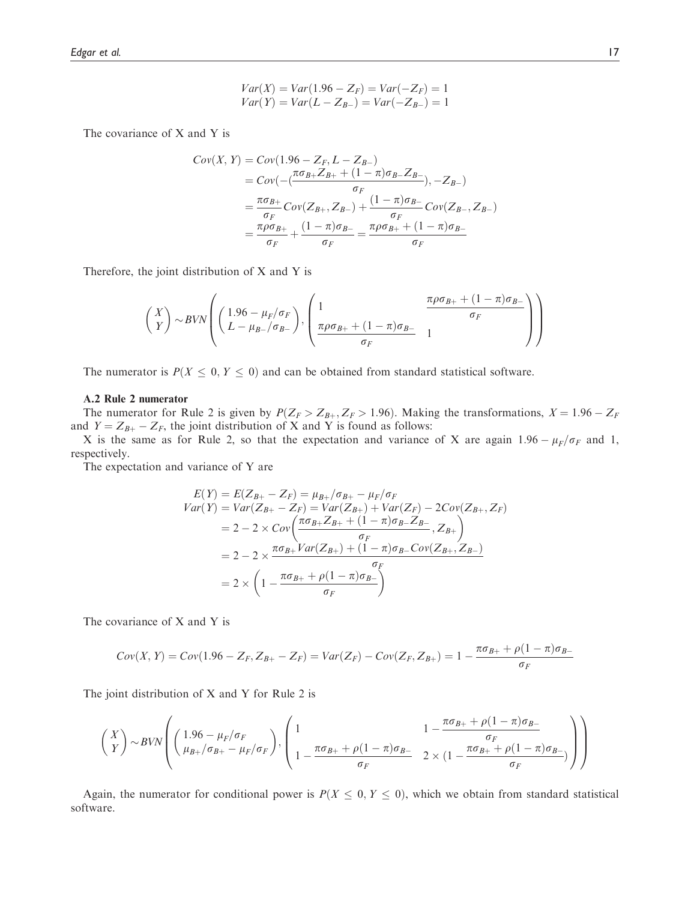$$Var(X) = Var(1.96 - Z_F) = Var(-Z_F) = 1$$
$$Var(Y) = Var(L - Z_{B-}) = Var(-Z_{B-}) = 1$$

The covariance of X and Y is

$$\begin{aligned}
Cov(X, Y) &= Cov(1.96 - Z_F, L - Z_{B-}) \\
&= Cov(-(\frac{\pi\sigma_{B+}Z_{B+} + (1-\pi)\sigma_{B-}Z_{B-}}{\sigma_F}), -Z_{B-}) \\
&= \frac{\pi\sigma_{B+}}{\sigma_F}Cov(Z_{B+}, Z_{B-}) + \frac{(1-\pi)\sigma_{B-}}{\sigma_F}Cov(Z_{B-}, Z_{B-}) \\
&= \frac{\pi\rho\sigma_{B+}}{\sigma_F} + \frac{(1-\pi)\sigma_{B-}}{\sigma_F} = \frac{\pi\rho\sigma_{B+} + (1-\pi)\sigma_{B-}}{\sigma_F}
\end{aligned}$$

Therefore, the joint distribution of X and Y is

$$\begin{pmatrix} X \\ Y \end{pmatrix} \sim BVN\left( \begin{pmatrix} 1.96 - \mu_F/\sigma_F \\ L - \mu_{B-}/\sigma_{B-} \end{pmatrix}, \begin{pmatrix} 1 & \dfrac{\pi\rho\sigma_{B+} + (1-\pi)\sigma_{B-}}{\sigma_F} \\ \dfrac{\pi\rho\sigma_{B+} + (1-\pi)\sigma_{B-}}{\sigma_F} & 1 \end{pmatrix} \right)$$

The numerator is $P(X \leq 0, Y \leq 0)$ and can be obtained from standard statistical software.

### A.2 Rule 2 numerator

The numerator for Rule 2 is given by $P(Z_F > Z_{B+}, Z_F > 1.96)$. Making the transformations, $X = 1.96 - Z_F$ and $Y = Z_{B+} - Z_F$, the joint distribution of X and Y is found as follows:

X is the same as for Rule 2, so that the expectation and variance of X are again $1.96 - \mu_F/\sigma_F$ and 1, respectively.

The expectation and variance of Y are

$$\begin{aligned}
E(Y) &= E(Z_{B+} - Z_F) = \mu_{B+}/\sigma_{B+} - \mu_F/\sigma_F \\
Var(Y) &= Var(Z_{B+} - Z_F) = Var(Z_{B+}) + Var(Z_F) - 2Cov(Z_{B+}, Z_F) \\
&= 2 - 2 \times Cov\left(\frac{\pi\sigma_{B+}Z_{B+} + (1-\pi)\sigma_{B-}Z_{B-}}{\sigma_F}, Z_{B+}\right) \\
&= 2 - 2 \times \frac{\pi\sigma_{B+}Var(Z_{B+}) + (1-\pi)\sigma_{B-}Cov(Z_{B+}, Z_{B-})}{\sigma_F} \\
&= 2 \times \left(1 - \frac{\pi\sigma_{B+} + \rho(1-\pi)\sigma_{B-}}{\sigma_F}\right)
\end{aligned}$$

The covariance of X and Y is

$$Cov(X, Y) = Cov(1.96 - Z_F, Z_{B+} - Z_F) = Var(Z_F) - Cov(Z_F, Z_{B+}) = 1 - \frac{\pi\sigma_{B+} + \rho(1-\pi)\sigma_{B-}}{\sigma_F}$$

The joint distribution of X and Y for Rule 2 is

$$\begin{pmatrix} X \\ Y \end{pmatrix} \sim BVN\left( \begin{pmatrix} 1.96 - \mu_F/\sigma_F \\ \mu_{B+}/\sigma_{B+} - \mu_F/\sigma_F \end{pmatrix}, \begin{pmatrix} 1 & 1 - \dfrac{\pi\sigma_{B+} + \rho(1-\pi)\sigma_{B-}}{\sigma_F} \\ 1 - \dfrac{\pi\sigma_{B+} + \rho(1-\pi)\sigma_{B-}}{\sigma_F} & 2 \times (1 - \dfrac{\pi\sigma_{B+} + \rho(1-\pi)\sigma_{B-}}{\sigma_F}) \end{pmatrix} \right)$$

Again, the numerator for conditional power is $P(X \leq 0, Y \leq 0)$, which we obtain from standard statistical software.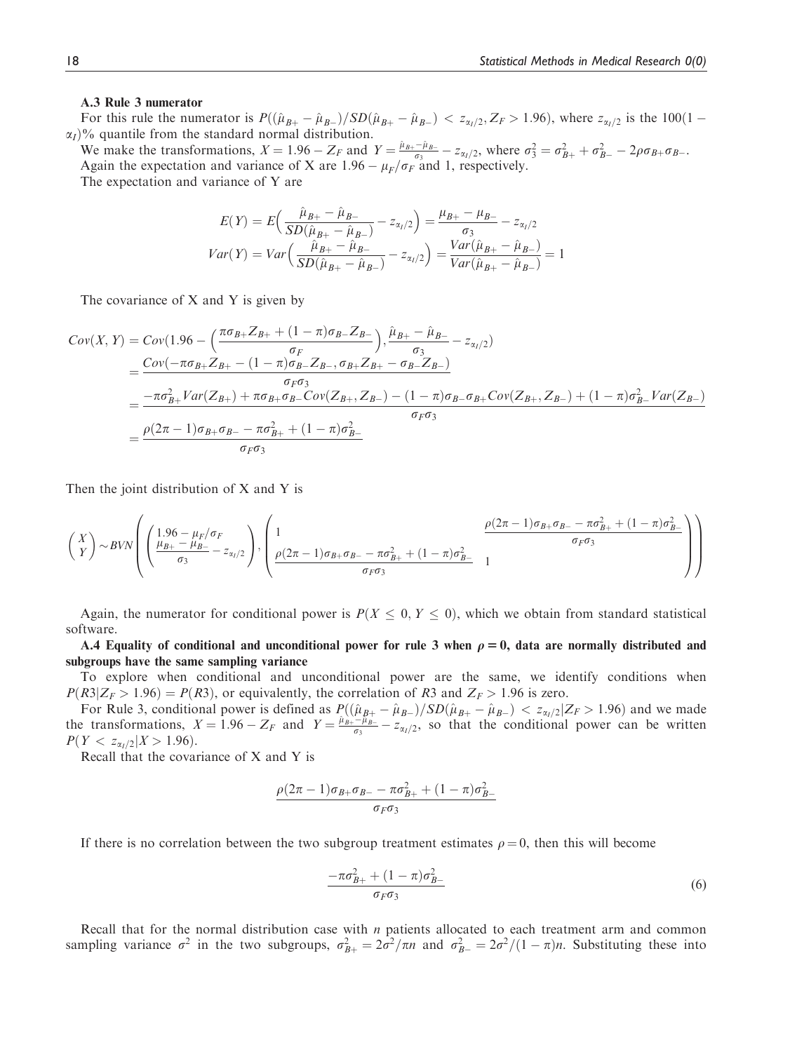### A.3 Rule 3 numerator

For this rule the numerator is $P((\hat{\mu}_{B+} - \hat{\mu}_{B-})/SD(\hat{\mu}_{B+} - \hat{\mu}_{B-}) < z_{\alpha_I/2}, Z_F > 1.96)$, where $z_{\alpha_I/2}$ is the $100(1-\alpha_I)\%$ quantile from the standard normal distribution.

We make the transformations, $X = 1.96 - Z_F$ and $Y = \frac{\hat{\mu}_{B+} - \hat{\mu}_{B-}}{\sigma_3} - z_{\alpha_I/2}$, where $\sigma_3^2 = \sigma_{B+}^2 + \sigma_{B-}^2 - 2\rho\sigma_{B+}\sigma_{B-}$.

Again the expectation and variance of X are $1.96 - \mu_F/\sigma_F$ and 1, respectively.

The expectation and variance of Y are

$$E(Y) = E\Big(\frac{\hat{\mu}_{B+} - \hat{\mu}_{B-}}{SD(\hat{\mu}_{B+} - \hat{\mu}_{B-})} - z_{\alpha_I/2}\Big) = \frac{\mu_{B+} - \mu_{B-}}{\sigma_3} - z_{\alpha_I/2}$$
$$Var(Y) = Var\Big(\frac{\hat{\mu}_{B+} - \hat{\mu}_{B-}}{SD(\hat{\mu}_{B+} - \hat{\mu}_{B-})} - z_{\alpha_I/2}\Big) = \frac{Var(\hat{\mu}_{B+} - \hat{\mu}_{B-})}{Var(\hat{\mu}_{B+} - \hat{\mu}_{B-})} = 1$$

The covariance of X and Y is given by

$$\begin{aligned}
Cov(X, Y) &= Cov(1.96 - \Big(\frac{\pi\sigma_{B+}Z_{B+} + (1-\pi)\sigma_{B-}Z_{B-}}{\sigma_F}\Big), \frac{\hat{\mu}_{B+} - \hat{\mu}_{B-}}{\sigma_3} - z_{\alpha_I/2}) \\
&= \frac{Cov(-\pi\sigma_{B+}Z_{B+} - (1-\pi)\sigma_{B-}Z_{B-}, \sigma_{B+}Z_{B+} - \sigma_{B-}Z_{B-})}{\sigma_F\sigma_3} \\
&= \frac{-\pi\sigma_{B+}^2 Var(Z_{B+}) + \pi\sigma_{B+}\sigma_{B-}Cov(Z_{B+}, Z_{B-}) - (1-\pi)\sigma_{B-}\sigma_{B+}Cov(Z_{B+}, Z_{B-}) + (1-\pi)\sigma_{B-}^2 Var(Z_{B-})}{\sigma_F\sigma_3} \\
&= \frac{\rho(2\pi - 1)\sigma_{B+}\sigma_{B-} - \pi\sigma_{B+}^2 + (1-\pi)\sigma_{B-}^2}{\sigma_F\sigma_3}
\end{aligned}$$

Then the joint distribution of X and Y is

$$\begin{pmatrix} X \\ Y \end{pmatrix} \sim BVN\left(\begin{pmatrix} 1.96 - \mu_F/\sigma_F \\ \frac{\mu_{B+} - \mu_{B-}}{\sigma_3} - z_{\alpha_I/2} \end{pmatrix}, \begin{pmatrix} 1 & \frac{\rho(2\pi - 1)\sigma_{B+}\sigma_{B-} - \pi\sigma_{B+}^2 + (1-\pi)\sigma_{B-}^2}{\sigma_F\sigma_3} \\ \frac{\rho(2\pi - 1)\sigma_{B+}\sigma_{B-} - \pi\sigma_{B+}^2 + (1-\pi)\sigma_{B-}^2}{\sigma_F\sigma_3} & 1 \end{pmatrix}\right)$$

Again, the numerator for conditional power is $P(X \leq 0, Y \leq 0)$, which we obtain from standard statistical software.

### A.4 Equality of conditional and unconditional power for rule 3 when $\rho = 0$, data are normally distributed and subgroups have the same sampling variance

To explore when conditional and unconditional power are the same, we identify conditions when $P(R3|Z_F > 1.96) = P(R3)$, or equivalently, the correlation of $R3$ and $Z_F > 1.96$ is zero.

For Rule 3, conditional power is defined as $P((\hat{\mu}_{B+} - \hat{\mu}_{B-})/SD(\hat{\mu}_{B+} - \hat{\mu}_{B-}) < z_{\alpha_I/2}|Z_F > 1.96)$ and we made the transformations, $X = 1.96 - Z_F$ and $Y = \frac{\hat{\mu}_{B+} - \hat{\mu}_{B-}}{\sigma_3} - z_{\alpha_I/2}$, so that the conditional power can be written $P(Y < z_{\alpha_I/2}|X > 1.96)$.

Recall that the covariance of X and Y is

$$\frac{\rho(2\pi - 1)\sigma_{B+}\sigma_{B-} - \pi\sigma_{B+}^2 + (1-\pi)\sigma_{B-}^2}{\sigma_F\sigma_3}$$

If there is no correlation between the two subgroup treatment estimates $\rho = 0$, then this will become

$$\frac{-\pi\sigma_{B+}^2 + (1-\pi)\sigma_{B-}^2}{\sigma_F\sigma_3} \tag{6}$$

Recall that for the normal distribution case with $n$ patients allocated to each treatment arm and common sampling variance $\sigma^2$ in the two subgroups, $\sigma_{B+}^2 = 2\sigma^2/\pi n$ and $\sigma_{B-}^2 = 2\sigma^2/(1-\pi)n$. Substituting these into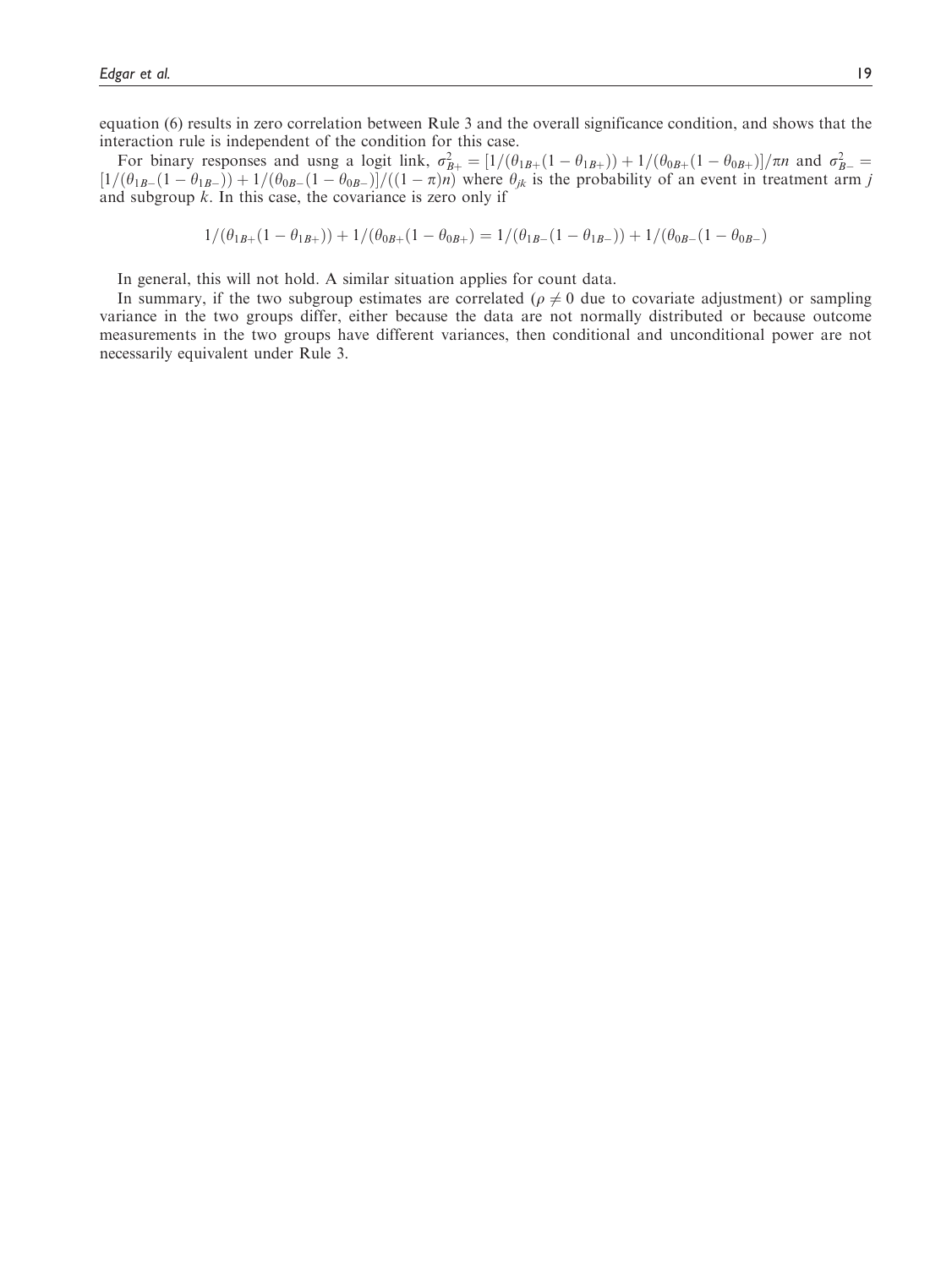equation (6) results in zero correlation between Rule 3 and the overall significance condition, and shows that the interaction rule is independent of the condition for this case.

For binary responses and usng a logit link, $\sigma^2_{B+} = [1/(\theta_{1B+}(1-\theta_{1B+})) + 1/(\theta_{0B+}(1-\theta_{0B+})]/\pi n$ and $\sigma^2_{B-} = [1/(\theta_{1B-}(1-\theta_{1B-})) + 1/(\theta_{0B-}(1-\theta_{0B-})]/((1-\pi)n)$ where $\theta_{jk}$ is the probability of an event in treatment arm $j$ and subgroup $k$. In this case, the covariance is zero only if

$$1/(\theta_{1B+}(1-\theta_{1B+})) + 1/(\theta_{0B+}(1-\theta_{0B+}) = 1/(\theta_{1B-}(1-\theta_{1B-})) + 1/(\theta_{0B-}(1-\theta_{0B-})$$

In general, this will not hold. A similar situation applies for count data.

In summary, if the two subgroup estimates are correlated ($\rho \neq 0$ due to covariate adjustment) or sampling variance in the two groups differ, either because the data are not normally distributed or because outcome measurements in the two groups have different variances, then conditional and unconditional power are not necessarily equivalent under Rule 3.